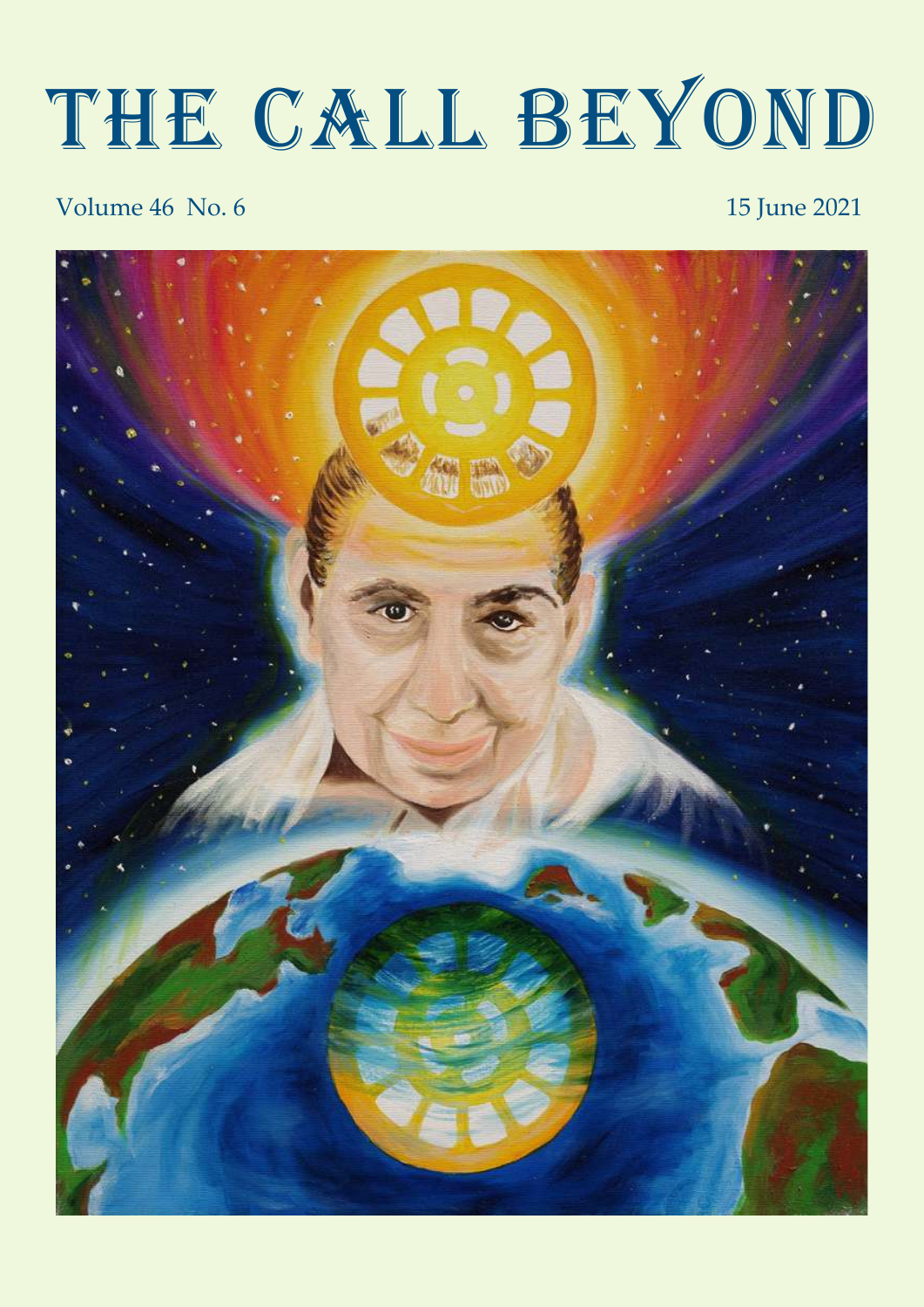# THE CALL BEYOND

Volume 46 No. 6

15 June 2021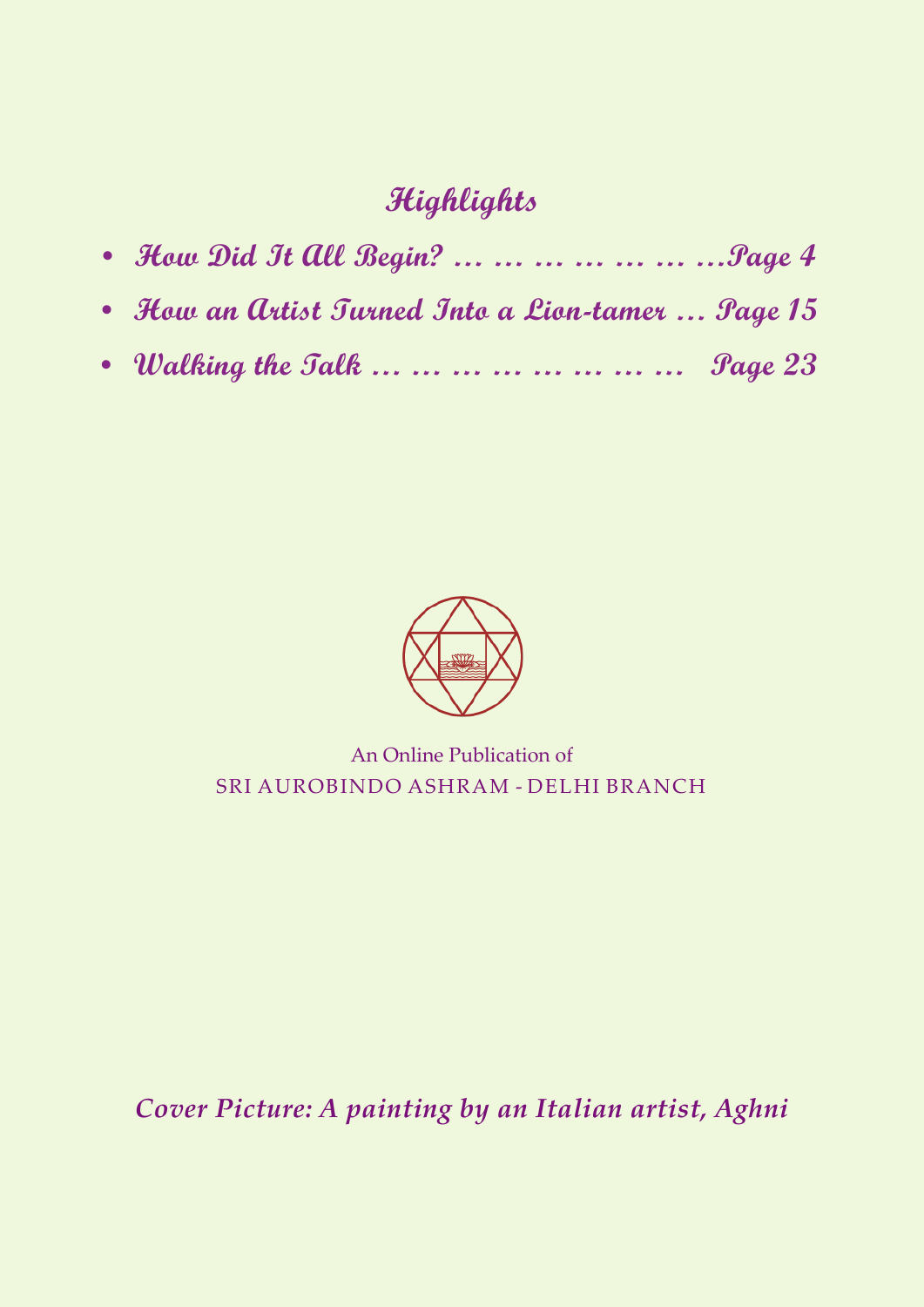## *Highlights*

- ***How Did It All Begin? … … … … … … …Page 4***
- ***How an Artist Turned Into a Lion-tamer … Page 15***
- ***Walking the Talk … … … … … … … … Page 23***

An Online Publication of
SRI AUROBINDO ASHRAM - DELHI BRANCH

*Cover Picture: A painting by an Italian artist, Aghni*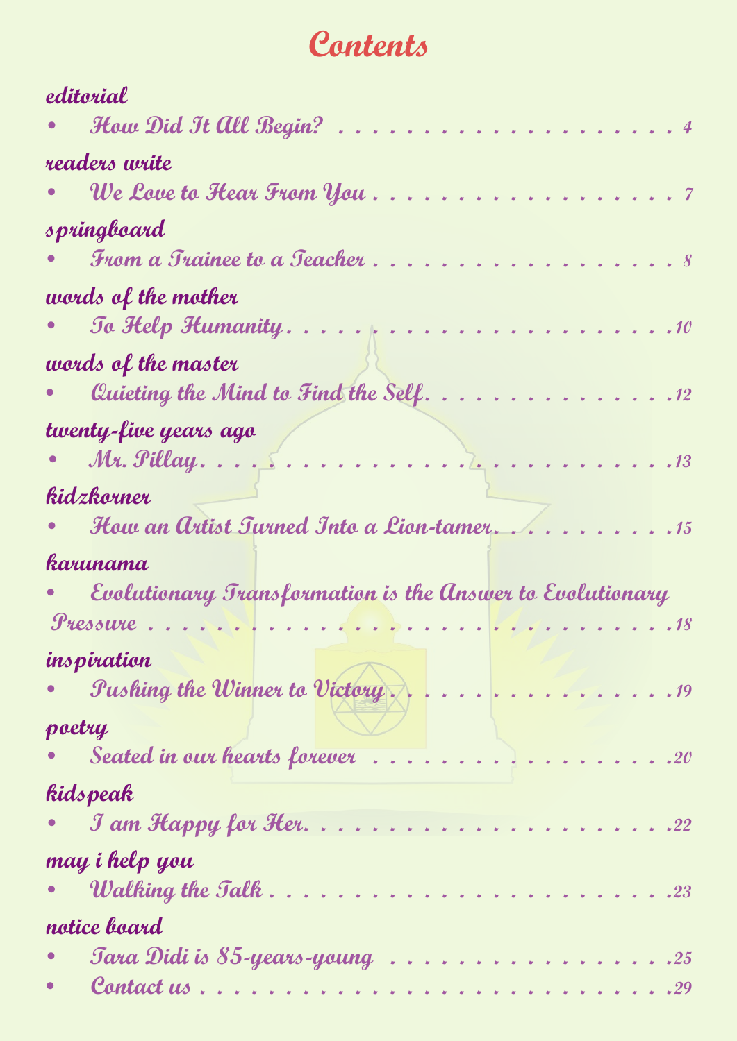# Contents

**editorial**

- *How Did It All Begin?* . . . . . . . . . . 4

**readers write**

- *We Love to Hear From You* . . . . . . . . . . 7

**springboard**

- *From a Trainee to a Teacher* . . . . . . . . . . 8

**words of the mother**

- *To Help Humanity* . . . . . . . . . . 10

**words of the master**

- *Quieting the Mind to Find the Self* . . . . . . . . . . 12

**twenty-five years ago**

- *Mr. Pillay* . . . . . . . . . . 13

**kidzkorner**

- *How an Artist Turned Into a Lion-tamer* . . . . . . . . . . 15

**karunama**

- *Evolutionary Transformation is the Answer to Evolutionary Pressure* . . . . . . . . . . 18

**inspiration**

- *Pushing the Winner to Victory* . . . . . . . . . . 19

**poetry**

- *Seated in our hearts forever* . . . . . . . . . . 20

**kidspeak**

- *I am Happy for Her* . . . . . . . . . . 22

**may i help you**

- *Walking the Talk* . . . . . . . . . . 23

**notice board**

- *Tara Didi is 85-years-young* . . . . . . . . . . 25
- *Contact us* . . . . . . . . . . 29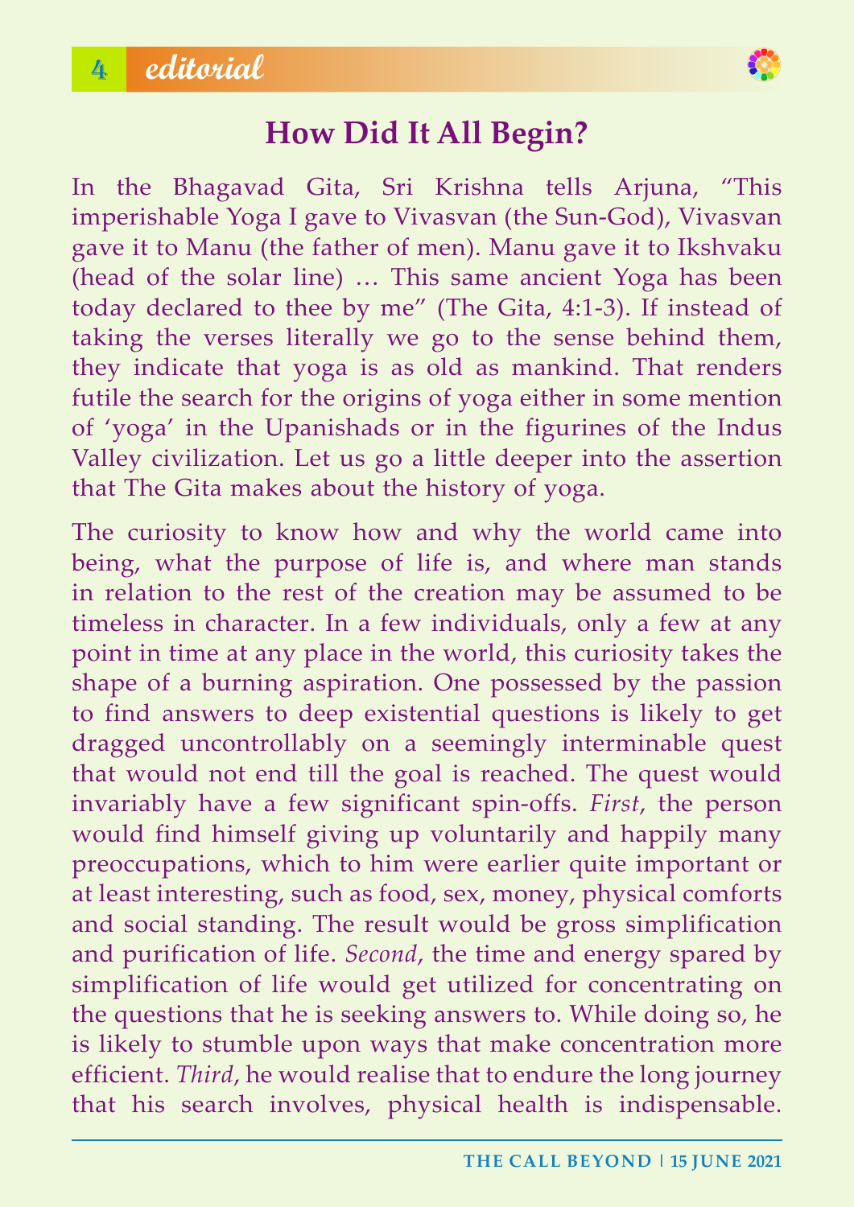# How Did It All Begin?

In the Bhagavad Gita, Sri Krishna tells Arjuna, "This imperishable Yoga I gave to Vivasvan (the Sun-God), Vivasvan gave it to Manu (the father of men). Manu gave it to Ikshvaku (head of the solar line) … This same ancient Yoga has been today declared to thee by me" (The Gita, 4:1-3). If instead of taking the verses literally we go to the sense behind them, they indicate that yoga is as old as mankind. That renders futile the search for the origins of yoga either in some mention of 'yoga' in the Upanishads or in the figurines of the Indus Valley civilization. Let us go a little deeper into the assertion that The Gita makes about the history of yoga.

The curiosity to know how and why the world came into being, what the purpose of life is, and where man stands in relation to the rest of the creation may be assumed to be timeless in character. In a few individuals, only a few at any point in time at any place in the world, this curiosity takes the shape of a burning aspiration. One possessed by the passion to find answers to deep existential questions is likely to get dragged uncontrollably on a seemingly interminable quest that would not end till the goal is reached. The quest would invariably have a few significant spin-offs. *First*, the person would find himself giving up voluntarily and happily many preoccupations, which to him were earlier quite important or at least interesting, such as food, sex, money, physical comforts and social standing. The result would be gross simplification and purification of life. *Second*, the time and energy spared by simplification of life would get utilized for concentrating on the questions that he is seeking answers to. While doing so, he is likely to stumble upon ways that make concentration more efficient. *Third*, he would realise that to endure the long journey that his search involves, physical health is indispensable.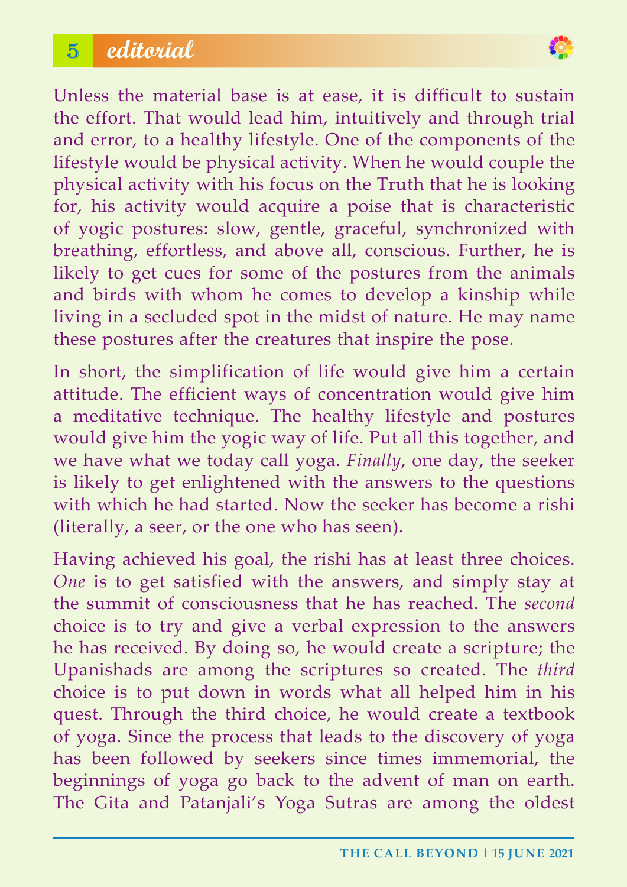Unless the material base is at ease, it is difficult to sustain the effort. That would lead him, intuitively and through trial and error, to a healthy lifestyle. One of the components of the lifestyle would be physical activity. When he would couple the physical activity with his focus on the Truth that he is looking for, his activity would acquire a poise that is characteristic of yogic postures: slow, gentle, graceful, synchronized with breathing, effortless, and above all, conscious. Further, he is likely to get cues for some of the postures from the animals and birds with whom he comes to develop a kinship while living in a secluded spot in the midst of nature. He may name these postures after the creatures that inspire the pose.

In short, the simplification of life would give him a certain attitude. The efficient ways of concentration would give him a meditative technique. The healthy lifestyle and postures would give him the yogic way of life. Put all this together, and we have what we today call yoga. *Finally*, one day, the seeker is likely to get enlightened with the answers to the questions with which he had started. Now the seeker has become a rishi (literally, a seer, or the one who has seen).

Having achieved his goal, the rishi has at least three choices. *One* is to get satisfied with the answers, and simply stay at the summit of consciousness that he has reached. The *second* choice is to try and give a verbal expression to the answers he has received. By doing so, he would create a scripture; the Upanishads are among the scriptures so created. The *third* choice is to put down in words what all helped him in his quest. Through the third choice, he would create a textbook of yoga. Since the process that leads to the discovery of yoga has been followed by seekers since times immemorial, the beginnings of yoga go back to the advent of man on earth. The Gita and Patanjali's Yoga Sutras are among the oldest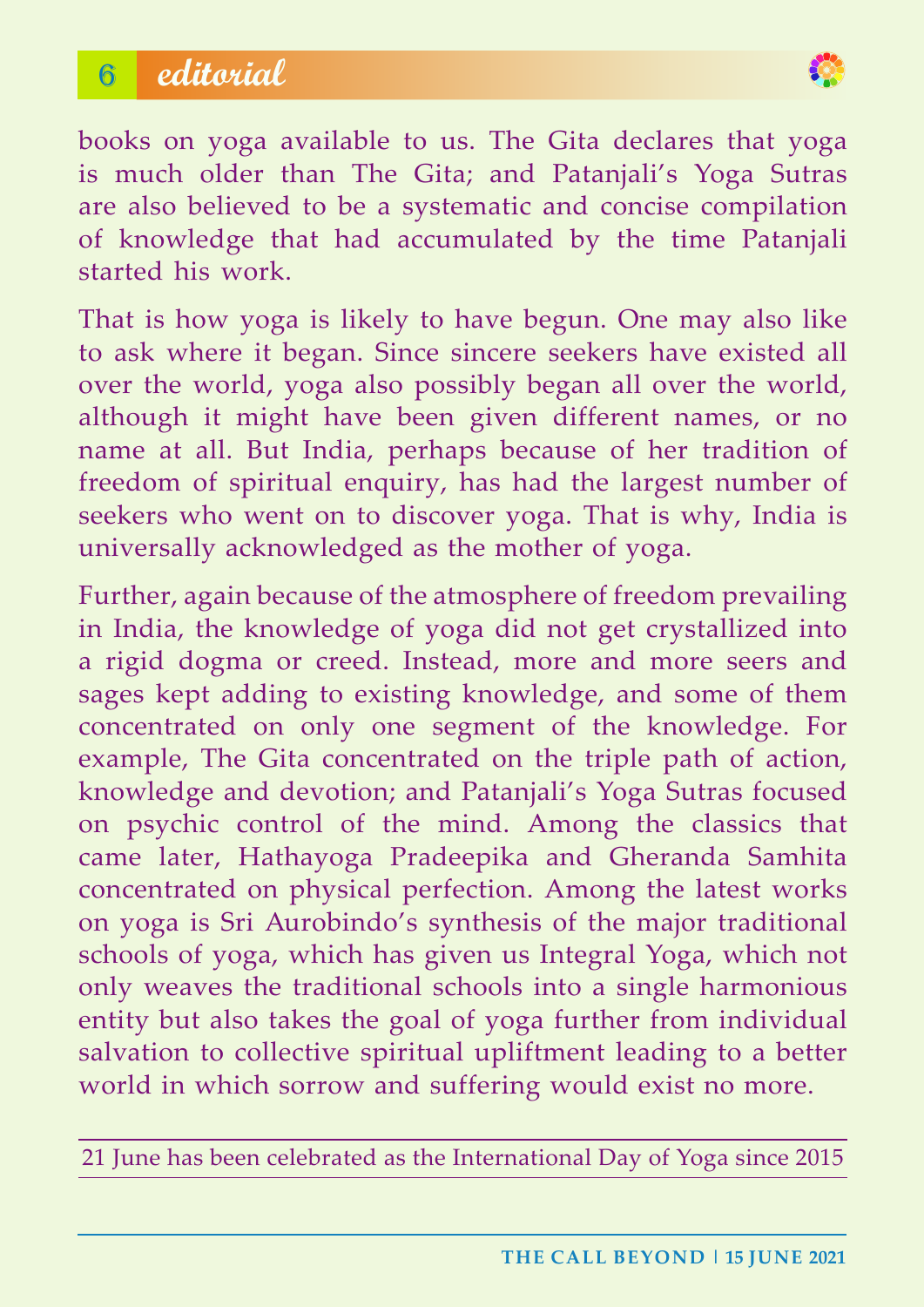books on yoga available to us. The Gita declares that yoga is much older than The Gita; and Patanjali's Yoga Sutras are also believed to be a systematic and concise compilation of knowledge that had accumulated by the time Patanjali started his work.

That is how yoga is likely to have begun. One may also like to ask where it began. Since sincere seekers have existed all over the world, yoga also possibly began all over the world, although it might have been given different names, or no name at all. But India, perhaps because of her tradition of freedom of spiritual enquiry, has had the largest number of seekers who went on to discover yoga. That is why, India is universally acknowledged as the mother of yoga.

Further, again because of the atmosphere of freedom prevailing in India, the knowledge of yoga did not get crystallized into a rigid dogma or creed. Instead, more and more seers and sages kept adding to existing knowledge, and some of them concentrated on only one segment of the knowledge. For example, The Gita concentrated on the triple path of action, knowledge and devotion; and Patanjali's Yoga Sutras focused on psychic control of the mind. Among the classics that came later, Hathayoga Pradeepika and Gheranda Samhita concentrated on physical perfection. Among the latest works on yoga is Sri Aurobindo's synthesis of the major traditional schools of yoga, which has given us Integral Yoga, which not only weaves the traditional schools into a single harmonious entity but also takes the goal of yoga further from individual salvation to collective spiritual upliftment leading to a better world in which sorrow and suffering would exist no more.

---

21 June has been celebrated as the International Day of Yoga since 2015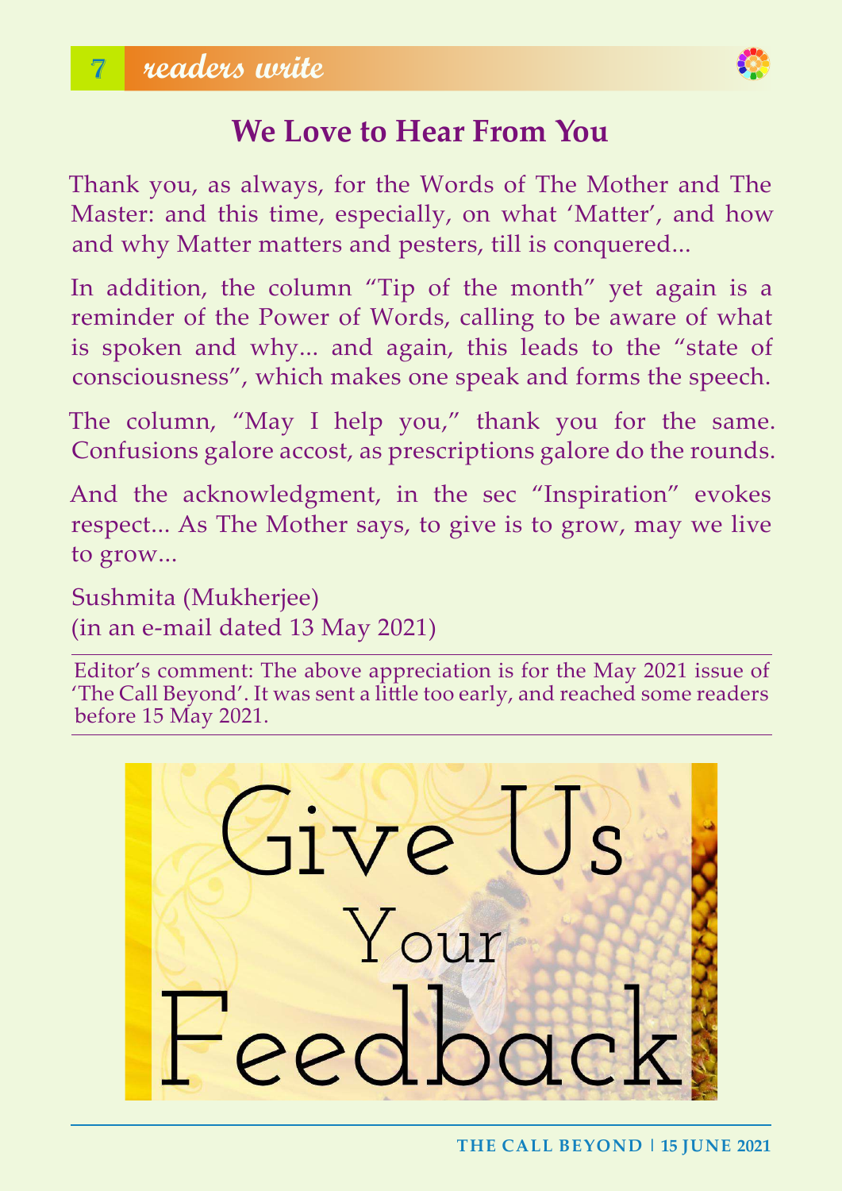## readers write

# We Love to Hear From You

Thank you, as always, for the Words of The Mother and The Master: and this time, especially, on what 'Matter', and how and why Matter matters and pesters, till is conquered...

In addition, the column "Tip of the month" yet again is a reminder of the Power of Words, calling to be aware of what is spoken and why... and again, this leads to the "state of consciousness", which makes one speak and forms the speech.

The column, "May I help you," thank you for the same. Confusions galore accost, as prescriptions galore do the rounds.

And the acknowledgment, in the sec "Inspiration" evokes respect... As The Mother says, to give is to grow, may we live to grow...

Sushmita (Mukherjee)
(in an e-mail dated 13 May 2021)

---

Editor's comment: The above appreciation is for the May 2021 issue of 'The Call Beyond'. It was sent a little too early, and reached some readers before 15 May 2021.

---

Give Us Your Feedback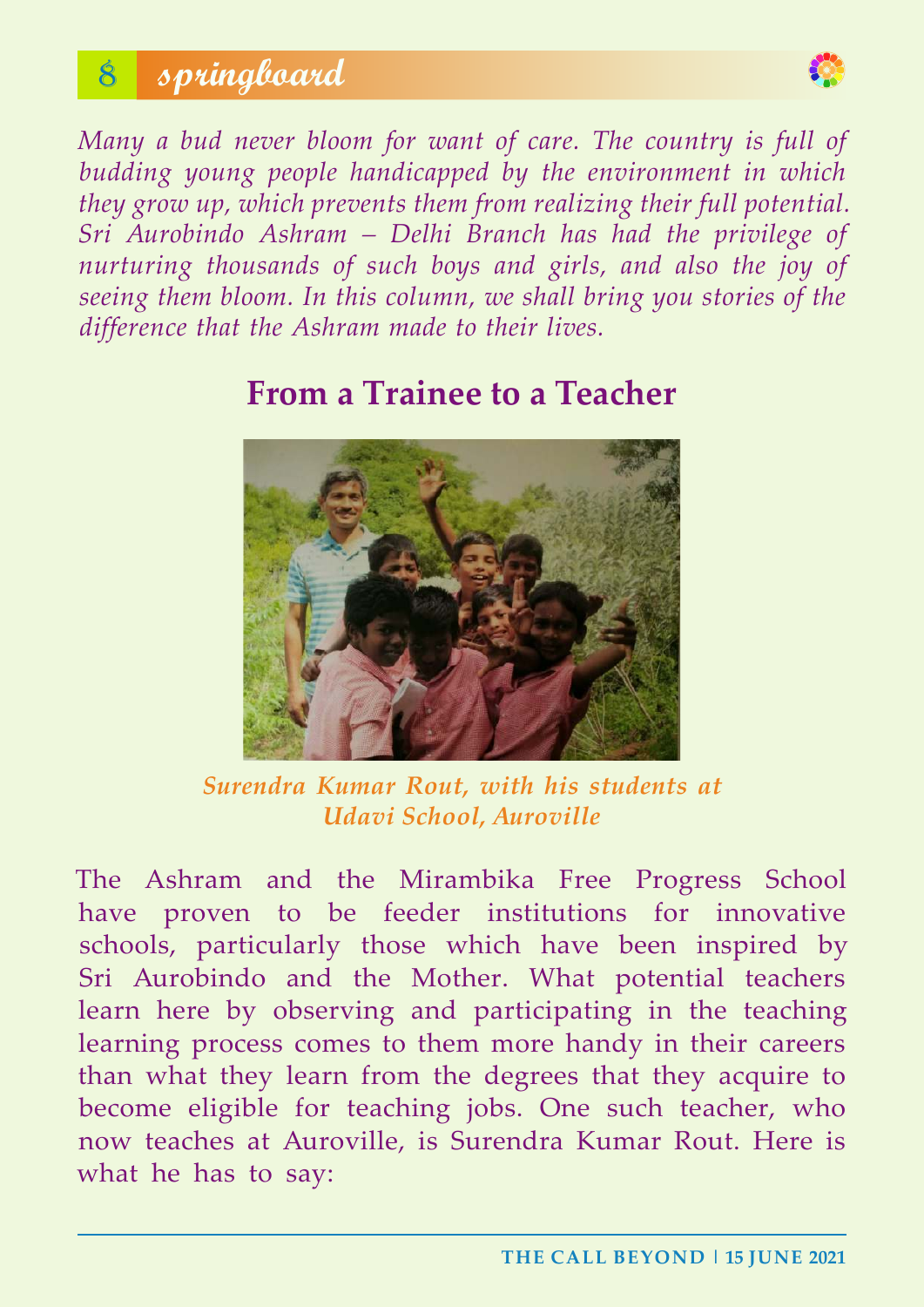*Many a bud never bloom for want of care. The country is full of budding young people handicapped by the environment in which they grow up, which prevents them from realizing their full potential. Sri Aurobindo Ashram – Delhi Branch has had the privilege of nurturing thousands of such boys and girls, and also the joy of seeing them bloom. In this column, we shall bring you stories of the difference that the Ashram made to their lives.*

## From a Trainee to a Teacher

*Surendra Kumar Rout, with his students at Udavi School, Auroville*

The Ashram and the Mirambika Free Progress School have proven to be feeder institutions for innovative schools, particularly those which have been inspired by Sri Aurobindo and the Mother. What potential teachers learn here by observing and participating in the teaching learning process comes to them more handy in their careers than what they learn from the degrees that they acquire to become eligible for teaching jobs. One such teacher, who now teaches at Auroville, is Surendra Kumar Rout. Here is what he has to say: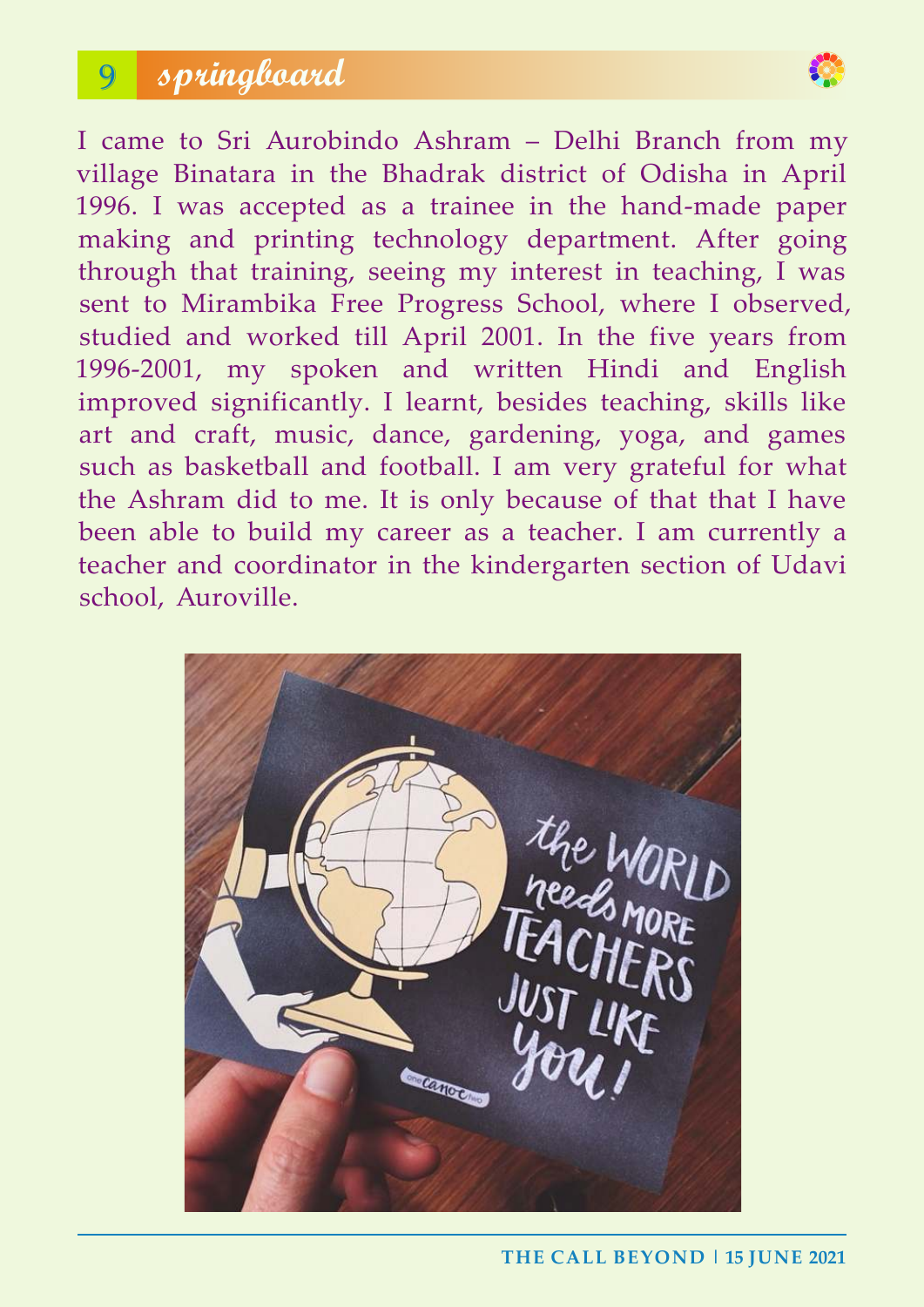I came to Sri Aurobindo Ashram – Delhi Branch from my village Binatara in the Bhadrak district of Odisha in April 1996. I was accepted as a trainee in the hand-made paper making and printing technology department. After going through that training, seeing my interest in teaching, I was sent to Mirambika Free Progress School, where I observed, studied and worked till April 2001. In the five years from 1996-2001, my spoken and written Hindi and English improved significantly. I learnt, besides teaching, skills like art and craft, music, dance, gardening, yoga, and games such as basketball and football. I am very grateful for what the Ashram did to me. It is only because of that that I have been able to build my career as a teacher. I am currently a teacher and coordinator in the kindergarten section of Udavi school, Auroville.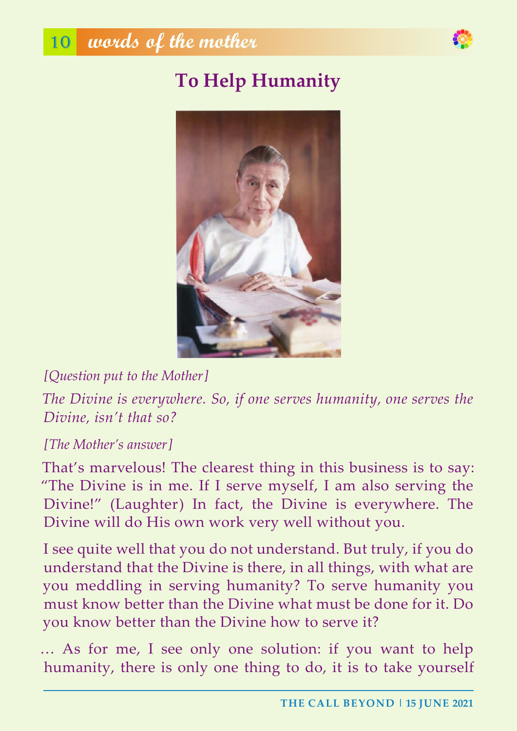# To Help Humanity

*[Question put to the Mother]*

*The Divine is everywhere. So, if one serves humanity, one serves the Divine, isn't that so?*

*[The Mother's answer]*

That's marvelous! The clearest thing in this business is to say: "The Divine is in me. If I serve myself, I am also serving the Divine!" (Laughter) In fact, the Divine is everywhere. The Divine will do His own work very well without you.

I see quite well that you do not understand. But truly, if you do understand that the Divine is there, in all things, with what are you meddling in serving humanity? To serve humanity you must know better than the Divine what must be done for it. Do you know better than the Divine how to serve it?

… As for me, I see only one solution: if you want to help humanity, there is only one thing to do, it is to take yourself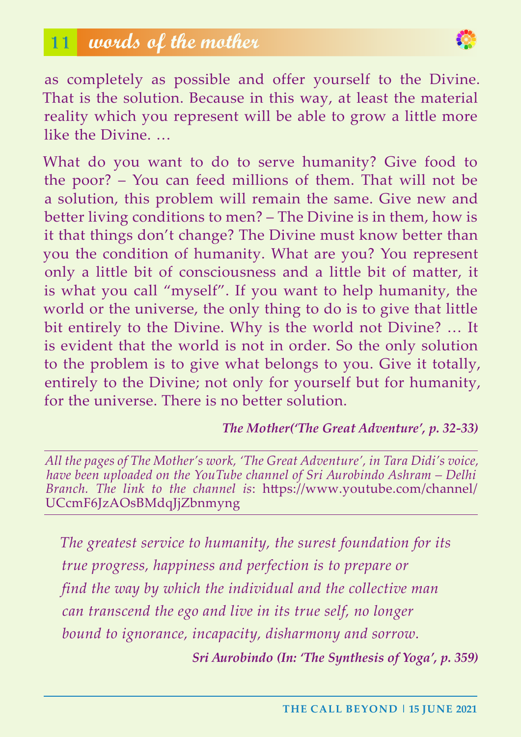as completely as possible and offer yourself to the Divine. That is the solution. Because in this way, at least the material reality which you represent will be able to grow a little more like the Divine. …

What do you want to do to serve humanity? Give food to the poor? – You can feed millions of them. That will not be a solution, this problem will remain the same. Give new and better living conditions to men? – The Divine is in them, how is it that things don't change? The Divine must know better than you the condition of humanity. What are you? You represent only a little bit of consciousness and a little bit of matter, it is what you call "myself". If you want to help humanity, the world or the universe, the only thing to do is to give that little bit entirely to the Divine. Why is the world not Divine? … It is evident that the world is not in order. So the only solution to the problem is to give what belongs to you. Give it totally, entirely to the Divine; not only for yourself but for humanity, for the universe. There is no better solution.

***The Mother('The Great Adventure', p. 32-33)***

---

*All the pages of The Mother's work, 'The Great Adventure', in Tara Didi's voice, have been uploaded on the YouTube channel of Sri Aurobindo Ashram – Delhi Branch. The link to the channel is*: https://www.youtube.com/channel/UCcmF6JzAOsBMdqJjZbnmyng

---

*The greatest service to humanity, the surest foundation for its true progress, happiness and perfection is to prepare or find the way by which the individual and the collective man can transcend the ego and live in its true self, no longer bound to ignorance, incapacity, disharmony and sorrow.*

***Sri Aurobindo (In: 'The Synthesis of Yoga', p. 359)***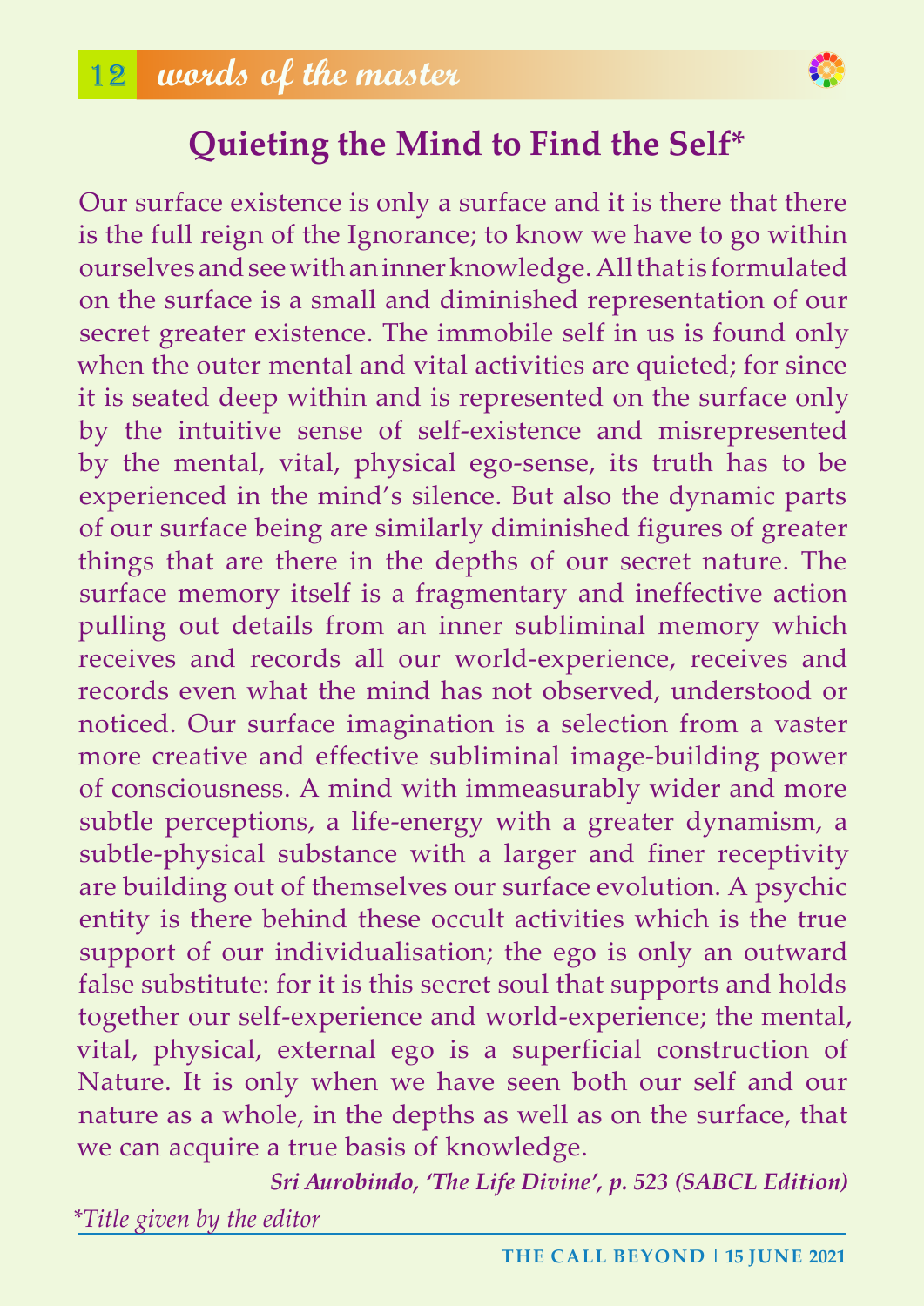# Quieting the Mind to Find the Self*

Our surface existence is only a surface and it is there that there is the full reign of the Ignorance; to know we have to go within ourselves and see with an inner knowledge. All that is formulated on the surface is a small and diminished representation of our secret greater existence. The immobile self in us is found only when the outer mental and vital activities are quieted; for since it is seated deep within and is represented on the surface only by the intuitive sense of self-existence and misrepresented by the mental, vital, physical ego-sense, its truth has to be experienced in the mind's silence. But also the dynamic parts of our surface being are similarly diminished figures of greater things that are there in the depths of our secret nature. The surface memory itself is a fragmentary and ineffective action pulling out details from an inner subliminal memory which receives and records all our world-experience, receives and records even what the mind has not observed, understood or noticed. Our surface imagination is a selection from a vaster more creative and effective subliminal image-building power of consciousness. A mind with immeasurably wider and more subtle perceptions, a life-energy with a greater dynamism, a subtle-physical substance with a larger and finer receptivity are building out of themselves our surface evolution. A psychic entity is there behind these occult activities which is the true support of our individualisation; the ego is only an outward false substitute: for it is this secret soul that supports and holds together our self-experience and world-experience; the mental, vital, physical, external ego is a superficial construction of Nature. It is only when we have seen both our self and our nature as a whole, in the depths as well as on the surface, that we can acquire a true basis of knowledge.

***Sri Aurobindo, 'The Life Divine', p. 523 (SABCL Edition)***

*\*Title given by the editor*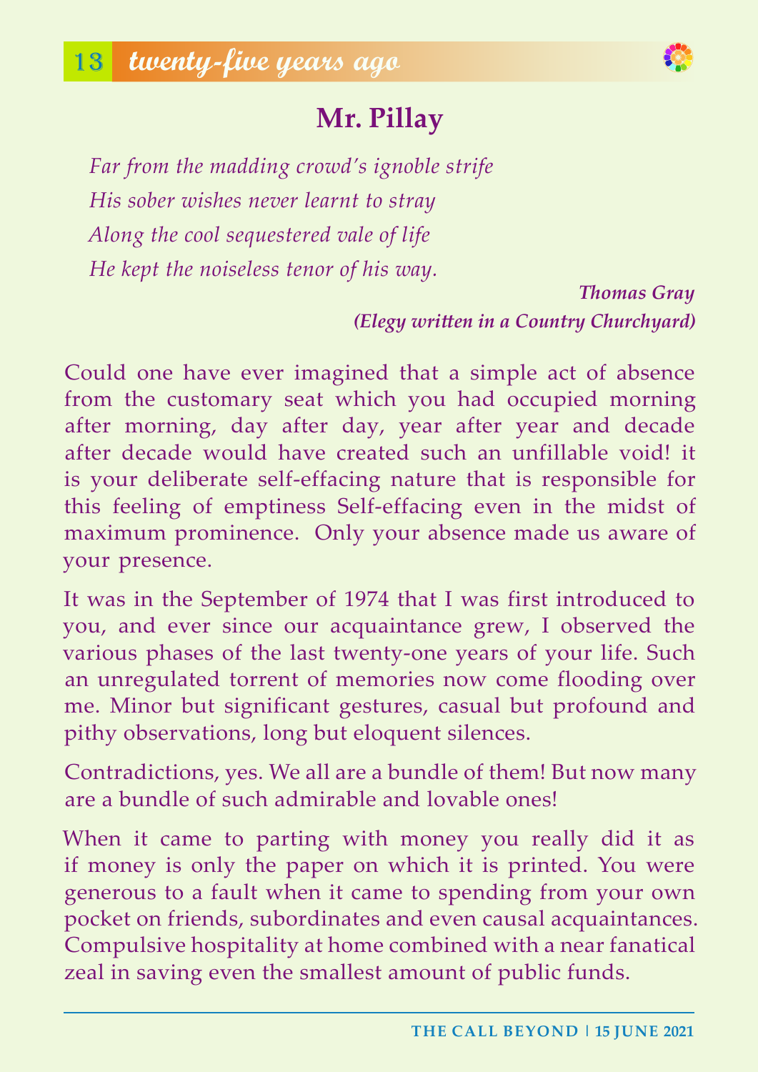## twenty-five years ago

# Mr. Pillay

*Far from the madding crowd's ignoble strife*
*His sober wishes never learnt to stray*
*Along the cool sequestered vale of life*
*He kept the noiseless tenor of his way.*

***Thomas Gray***
***(Elegy written in a Country Churchyard)***

Could one have ever imagined that a simple act of absence from the customary seat which you had occupied morning after morning, day after day, year after year and decade after decade would have created such an unfillable void! it is your deliberate self-effacing nature that is responsible for this feeling of emptiness Self-effacing even in the midst of maximum prominence. Only your absence made us aware of your presence.

It was in the September of 1974 that I was first introduced to you, and ever since our acquaintance grew, I observed the various phases of the last twenty-one years of your life. Such an unregulated torrent of memories now come flooding over me. Minor but significant gestures, casual but profound and pithy observations, long but eloquent silences.

Contradictions, yes. We all are a bundle of them! But now many are a bundle of such admirable and lovable ones!

When it came to parting with money you really did it as if money is only the paper on which it is printed. You were generous to a fault when it came to spending from your own pocket on friends, subordinates and even causal acquaintances. Compulsive hospitality at home combined with a near fanatical zeal in saving even the smallest amount of public funds.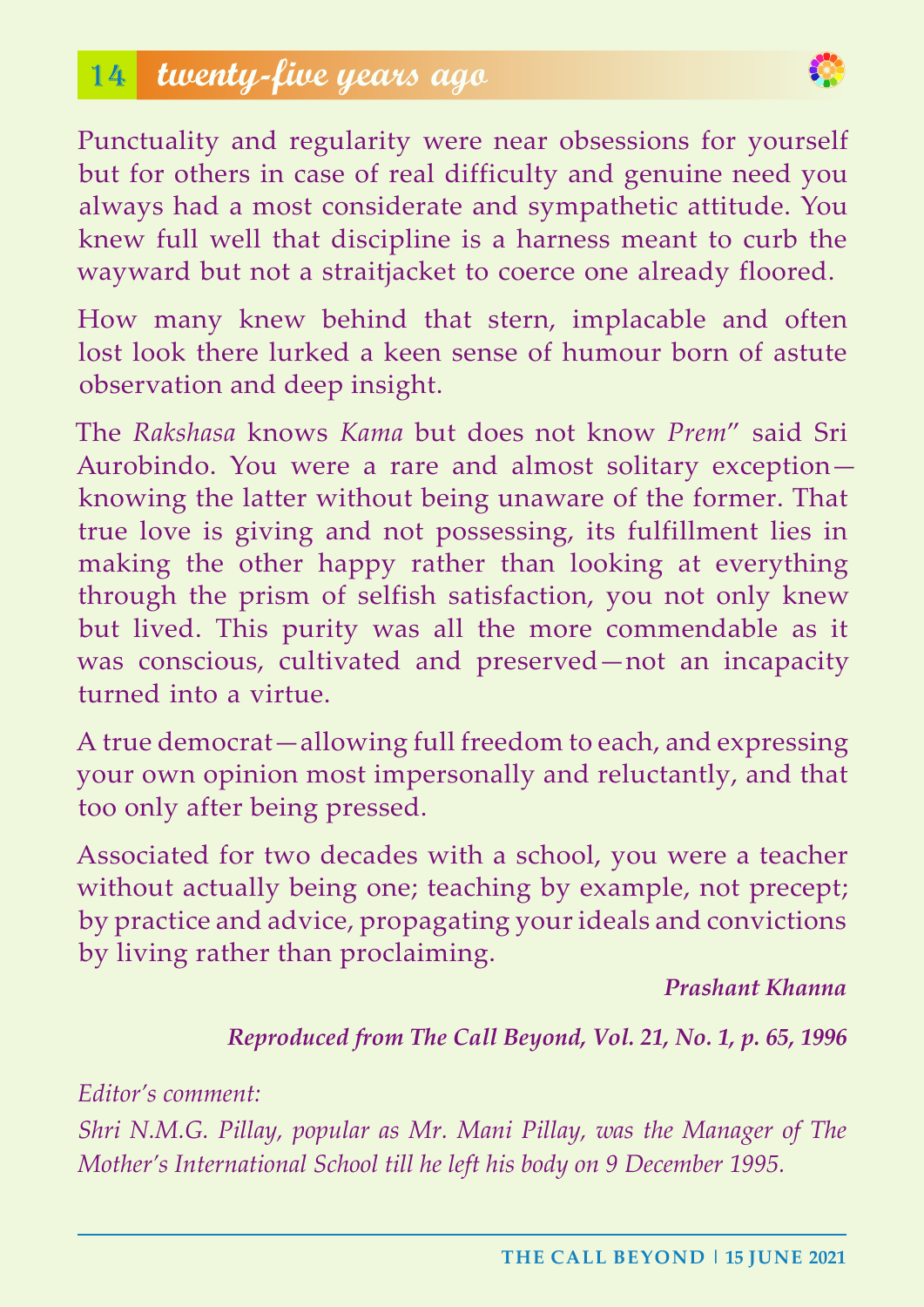Punctuality and regularity were near obsessions for yourself but for others in case of real difficulty and genuine need you always had a most considerate and sympathetic attitude. You knew full well that discipline is a harness meant to curb the wayward but not a straitjacket to coerce one already floored.

How many knew behind that stern, implacable and often lost look there lurked a keen sense of humour born of astute observation and deep insight.

The *Rakshasa* knows *Kama* but does not know *Prem*" said Sri Aurobindo. You were a rare and almost solitary exception—knowing the latter without being unaware of the former. That true love is giving and not possessing, its fulfillment lies in making the other happy rather than looking at everything through the prism of selfish satisfaction, you not only knew but lived. This purity was all the more commendable as it was conscious, cultivated and preserved—not an incapacity turned into a virtue.

A true democrat—allowing full freedom to each, and expressing your own opinion most impersonally and reluctantly, and that too only after being pressed.

Associated for two decades with a school, you were a teacher without actually being one; teaching by example, not precept; by practice and advice, propagating your ideals and convictions by living rather than proclaiming.

***Prashant Khanna***

***Reproduced from The Call Beyond, Vol. 21, No. 1, p. 65, 1996***

*Editor's comment:*

*Shri N.M.G. Pillay, popular as Mr. Mani Pillay, was the Manager of The Mother's International School till he left his body on 9 December 1995.*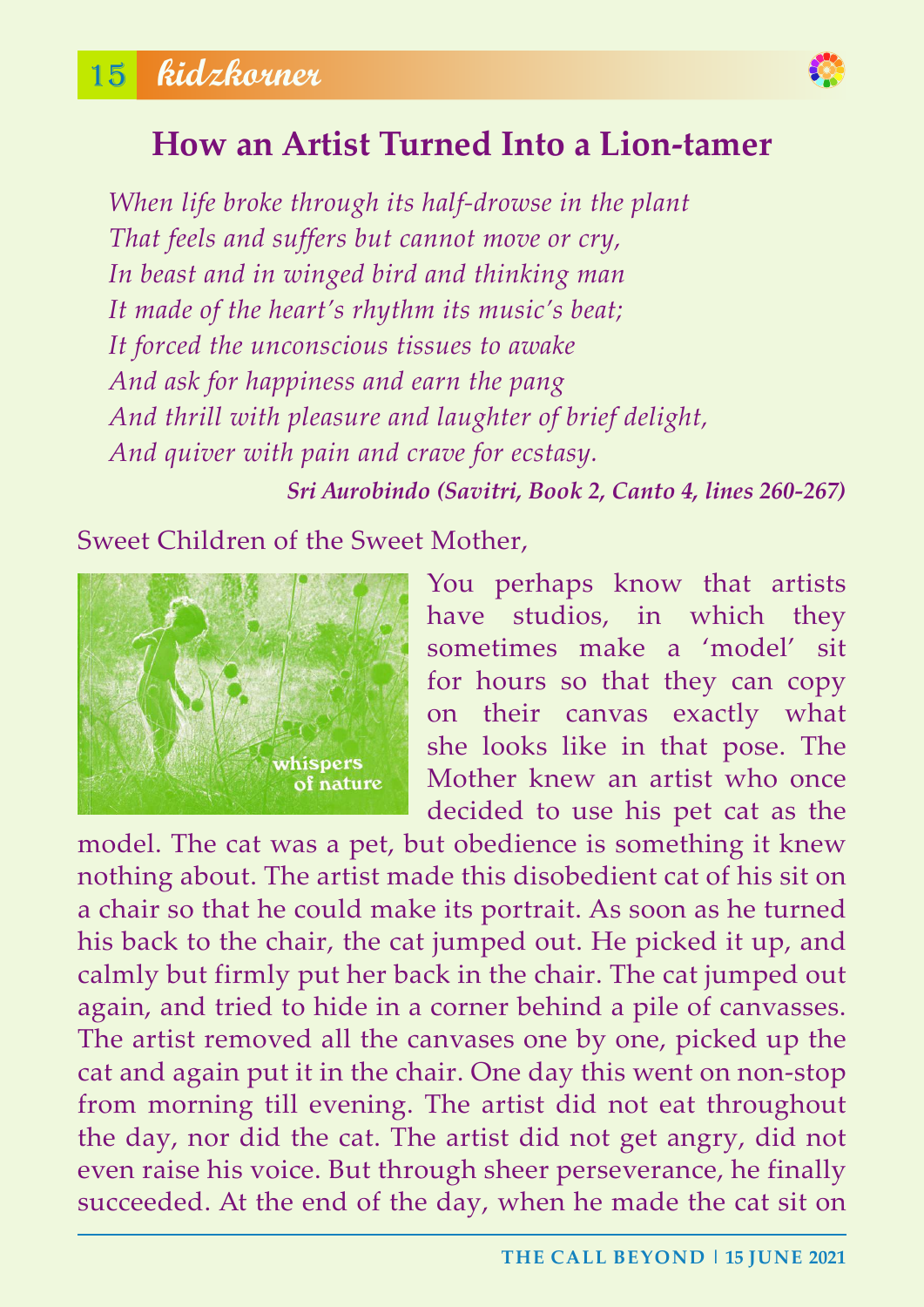# How an Artist Turned Into a Lion-tamer

*When life broke through its half-drowse in the plant*
*That feels and suffers but cannot move or cry,*
*In beast and in winged bird and thinking man*
*It made of the heart's rhythm its music's beat;*
*It forced the unconscious tissues to awake*
*And ask for happiness and earn the pang*
*And thrill with pleasure and laughter of brief delight,*
*And quiver with pain and crave for ecstasy.*

***Sri Aurobindo (Savitri, Book 2, Canto 4, lines 260-267)***

Sweet Children of the Sweet Mother,

You perhaps know that artists have studios, in which they sometimes make a 'model' sit for hours so that they can copy on their canvas exactly what she looks like in that pose. The Mother knew an artist who once decided to use his pet cat as the model. The cat was a pet, but obedience is something it knew nothing about. The artist made this disobedient cat of his sit on a chair so that he could make its portrait. As soon as he turned his back to the chair, the cat jumped out. He picked it up, and calmly but firmly put her back in the chair. The cat jumped out again, and tried to hide in a corner behind a pile of canvasses. The artist removed all the canvases one by one, picked up the cat and again put it in the chair. One day this went on non-stop from morning till evening. The artist did not eat throughout the day, nor did the cat. The artist did not get angry, did not even raise his voice. But through sheer perseverance, he finally succeeded. At the end of the day, when he made the cat sit on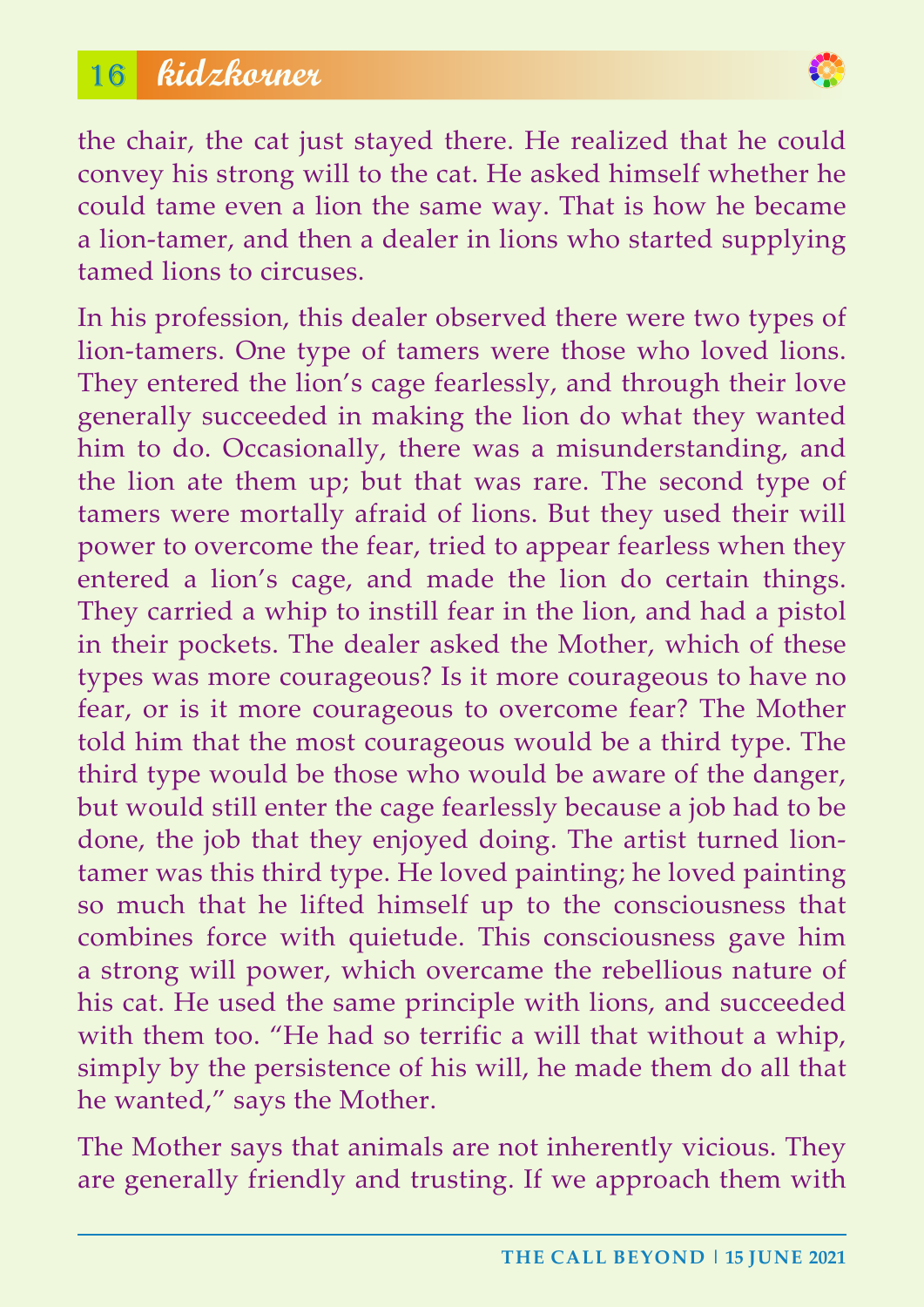the chair, the cat just stayed there. He realized that he could convey his strong will to the cat. He asked himself whether he could tame even a lion the same way. That is how he became a lion-tamer, and then a dealer in lions who started supplying tamed lions to circuses.

In his profession, this dealer observed there were two types of lion-tamers. One type of tamers were those who loved lions. They entered the lion's cage fearlessly, and through their love generally succeeded in making the lion do what they wanted him to do. Occasionally, there was a misunderstanding, and the lion ate them up; but that was rare. The second type of tamers were mortally afraid of lions. But they used their will power to overcome the fear, tried to appear fearless when they entered a lion's cage, and made the lion do certain things. They carried a whip to instill fear in the lion, and had a pistol in their pockets. The dealer asked the Mother, which of these types was more courageous? Is it more courageous to have no fear, or is it more courageous to overcome fear? The Mother told him that the most courageous would be a third type. The third type would be those who would be aware of the danger, but would still enter the cage fearlessly because a job had to be done, the job that they enjoyed doing. The artist turned lion-tamer was this third type. He loved painting; he loved painting so much that he lifted himself up to the consciousness that combines force with quietude. This consciousness gave him a strong will power, which overcame the rebellious nature of his cat. He used the same principle with lions, and succeeded with them too. "He had so terrific a will that without a whip, simply by the persistence of his will, he made them do all that he wanted," says the Mother.

The Mother says that animals are not inherently vicious. They are generally friendly and trusting. If we approach them with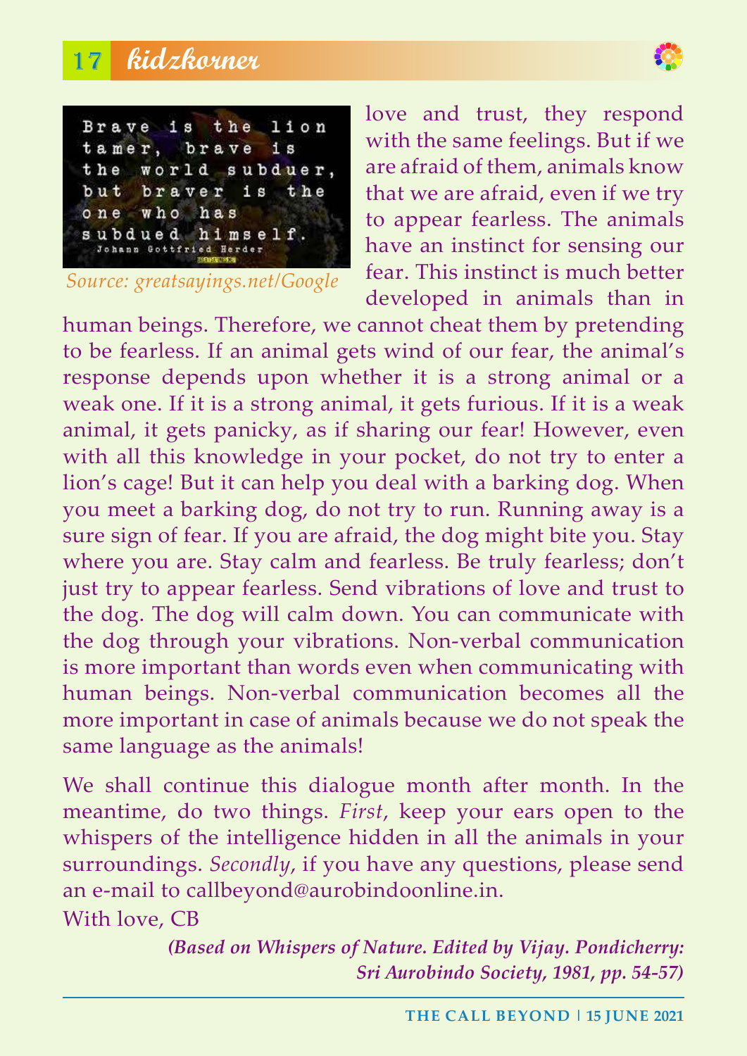Brave is the lion tamer, brave is the world subduer, but braver is the one who has subdued himself.
Johann Gottfried Herder

*Source: greatsayings.net/Google*

love and trust, they respond with the same feelings. But if we are afraid of them, animals know that we are afraid, even if we try to appear fearless. The animals have an instinct for sensing our fear. This instinct is much better developed in animals than in human beings. Therefore, we cannot cheat them by pretending to be fearless. If an animal gets wind of our fear, the animal's response depends upon whether it is a strong animal or a weak one. If it is a strong animal, it gets furious. If it is a weak animal, it gets panicky, as if sharing our fear! However, even with all this knowledge in your pocket, do not try to enter a lion's cage! But it can help you deal with a barking dog. When you meet a barking dog, do not try to run. Running away is a sure sign of fear. If you are afraid, the dog might bite you. Stay where you are. Stay calm and fearless. Be truly fearless; don't just try to appear fearless. Send vibrations of love and trust to the dog. The dog will calm down. You can communicate with the dog through your vibrations. Non-verbal communication is more important than words even when communicating with human beings. Non-verbal communication becomes all the more important in case of animals because we do not speak the same language as the animals!

We shall continue this dialogue month after month. In the meantime, do two things. *First*, keep your ears open to the whispers of the intelligence hidden in all the animals in your surroundings. *Secondly*, if you have any questions, please send an e-mail to callbeyond@aurobindoonline.in.

With love, CB

***(Based on Whispers of Nature. Edited by Vijay. Pondicherry: Sri Aurobindo Society, 1981, pp. 54-57)***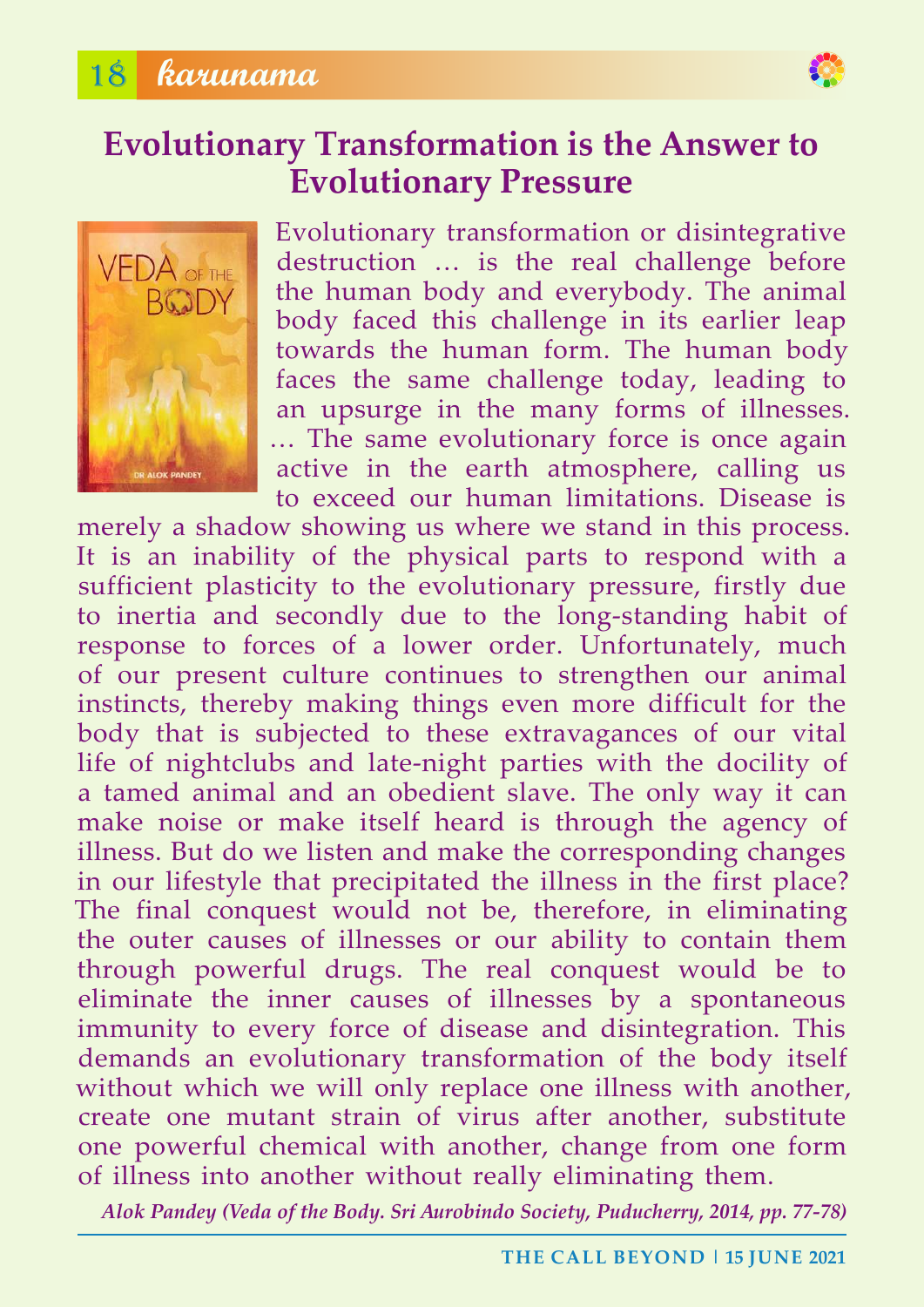# Evolutionary Transformation is the Answer to Evolutionary Pressure

Evolutionary transformation or disintegrative destruction … is the real challenge before the human body and everybody. The animal body faced this challenge in its earlier leap towards the human form. The human body faces the same challenge today, leading to an upsurge in the many forms of illnesses. … The same evolutionary force is once again active in the earth atmosphere, calling us to exceed our human limitations. Disease is merely a shadow showing us where we stand in this process. It is an inability of the physical parts to respond with a sufficient plasticity to the evolutionary pressure, firstly due to inertia and secondly due to the long-standing habit of response to forces of a lower order. Unfortunately, much of our present culture continues to strengthen our animal instincts, thereby making things even more difficult for the body that is subjected to these extravagances of our vital life of nightclubs and late-night parties with the docility of a tamed animal and an obedient slave. The only way it can make noise or make itself heard is through the agency of illness. But do we listen and make the corresponding changes in our lifestyle that precipitated the illness in the first place? The final conquest would not be, therefore, in eliminating the outer causes of illnesses or our ability to contain them through powerful drugs. The real conquest would be to eliminate the inner causes of illnesses by a spontaneous immunity to every force of disease and disintegration. This demands an evolutionary transformation of the body itself without which we will only replace one illness with another, create one mutant strain of virus after another, substitute one powerful chemical with another, change from one form of illness into another without really eliminating them.

*Alok Pandey (Veda of the Body. Sri Aurobindo Society, Puducherry, 2014, pp. 77-78)*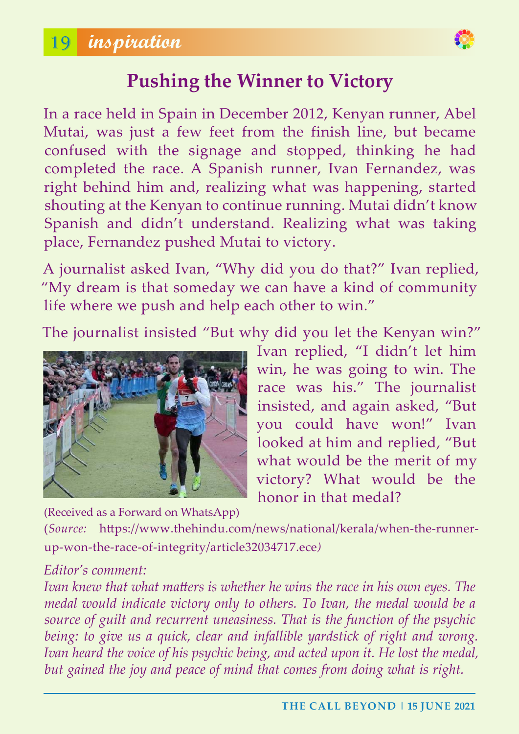## inspiration

# Pushing the Winner to Victory

In a race held in Spain in December 2012, Kenyan runner, Abel Mutai, was just a few feet from the finish line, but became confused with the signage and stopped, thinking he had completed the race. A Spanish runner, Ivan Fernandez, was right behind him and, realizing what was happening, started shouting at the Kenyan to continue running. Mutai didn't know Spanish and didn't understand. Realizing what was taking place, Fernandez pushed Mutai to victory.

A journalist asked Ivan, "Why did you do that?" Ivan replied, "My dream is that someday we can have a kind of community life where we push and help each other to win."

The journalist insisted "But why did you let the Kenyan win?" Ivan replied, "I didn't let him win, he was going to win. The race was his." The journalist insisted, and again asked, "But you could have won!" Ivan looked at him and replied, "But what would be the merit of my victory? What would be the honor in that medal?

(Received as a Forward on WhatsApp)

(*Source:* https://www.thehindu.com/news/national/kerala/when-the-runner-up-won-the-race-of-integrity/article32034717.ece)

*Editor's comment:*

*Ivan knew that what matters is whether he wins the race in his own eyes. The medal would indicate victory only to others. To Ivan, the medal would be a source of guilt and recurrent uneasiness. That is the function of the psychic being: to give us a quick, clear and infallible yardstick of right and wrong. Ivan heard the voice of his psychic being, and acted upon it. He lost the medal, but gained the joy and peace of mind that comes from doing what is right.*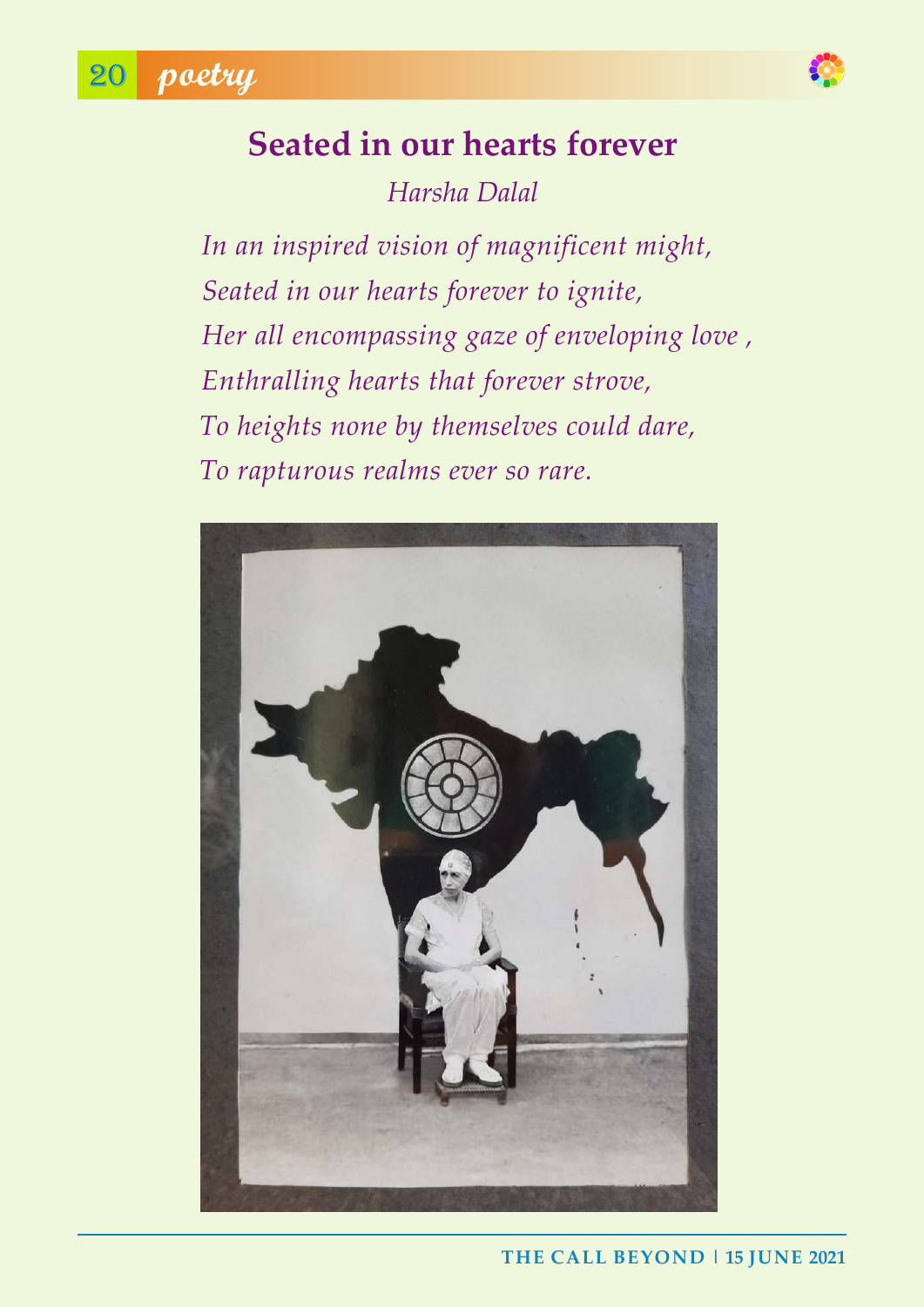## Seated in our hearts forever

*Harsha Dalal*

*In an inspired vision of magnificent might,*
*Seated in our hearts forever to ignite,*
*Her all encompassing gaze of enveloping love ,*
*Enthralling hearts that forever strove,*
*To heights none by themselves could dare,*
*To rapturous realms ever so rare.*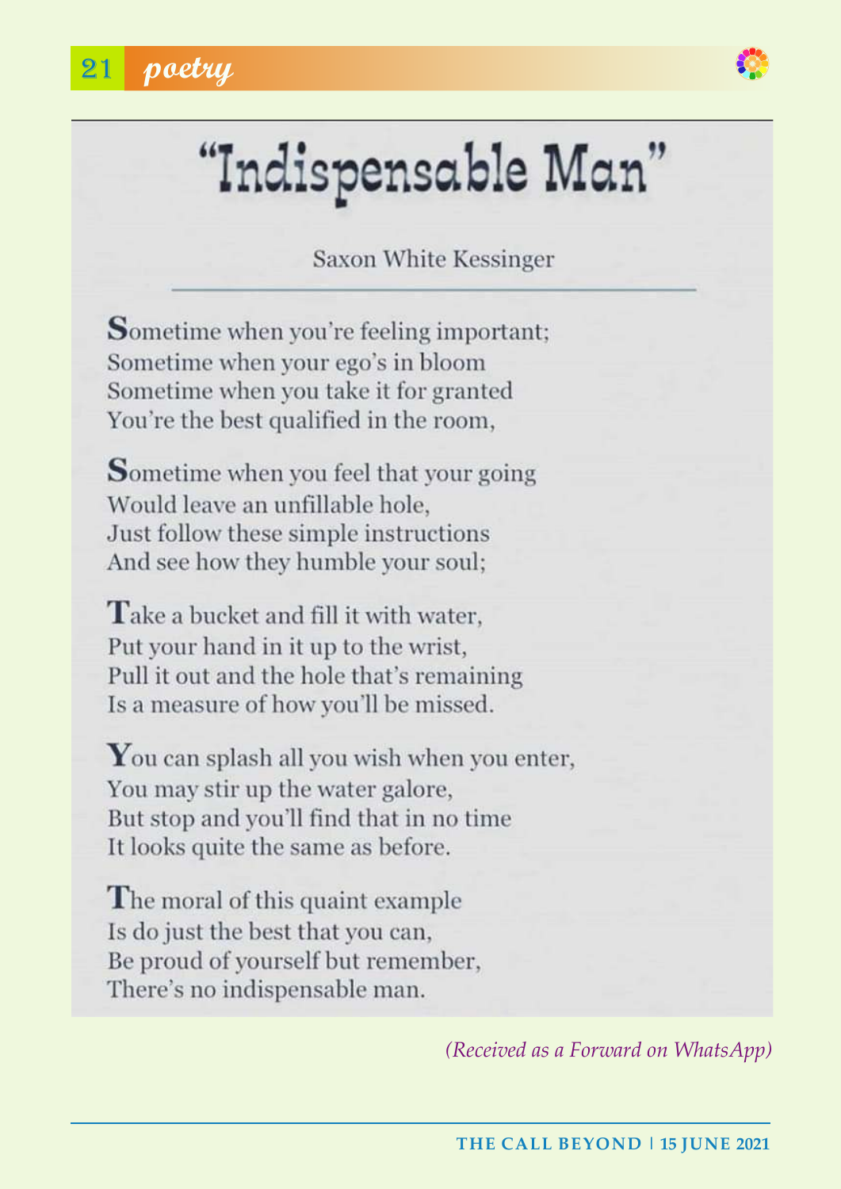# "Indispensable Man"

Saxon White Kessinger

Sometime when you're feeling important;
Sometime when your ego's in bloom
Sometime when you take it for granted
You're the best qualified in the room,

Sometime when you feel that your going
Would leave an unfillable hole,
Just follow these simple instructions
And see how they humble your soul;

Take a bucket and fill it with water,
Put your hand in it up to the wrist,
Pull it out and the hole that's remaining
Is a measure of how you'll be missed.

You can splash all you wish when you enter,
You may stir up the water galore,
But stop and you'll find that in no time
It looks quite the same as before.

The moral of this quaint example
Is do just the best that you can,
Be proud of yourself but remember,
There's no indispensable man.

*(Received as a Forward on WhatsApp)*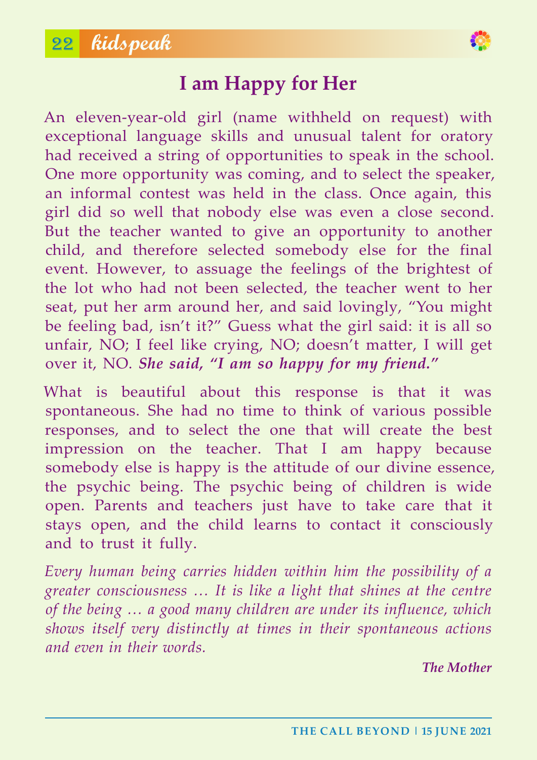# I am Happy for Her

An eleven-year-old girl (name withheld on request) with exceptional language skills and unusual talent for oratory had received a string of opportunities to speak in the school. One more opportunity was coming, and to select the speaker, an informal contest was held in the class. Once again, this girl did so well that nobody else was even a close second. But the teacher wanted to give an opportunity to another child, and therefore selected somebody else for the final event. However, to assuage the feelings of the brightest of the lot who had not been selected, the teacher went to her seat, put her arm around her, and said lovingly, "You might be feeling bad, isn't it?" Guess what the girl said: it is all so unfair, NO; I feel like crying, NO; doesn't matter, I will get over it, NO. ***She said, "I am so happy for my friend."***

What is beautiful about this response is that it was spontaneous. She had no time to think of various possible responses, and to select the one that will create the best impression on the teacher. That I am happy because somebody else is happy is the attitude of our divine essence, the psychic being. The psychic being of children is wide open. Parents and teachers just have to take care that it stays open, and the child learns to contact it consciously and to trust it fully.

*Every human being carries hidden within him the possibility of a greater consciousness … It is like a light that shines at the centre of the being … a good many children are under its influence, which shows itself very distinctly at times in their spontaneous actions and even in their words.*

***The Mother***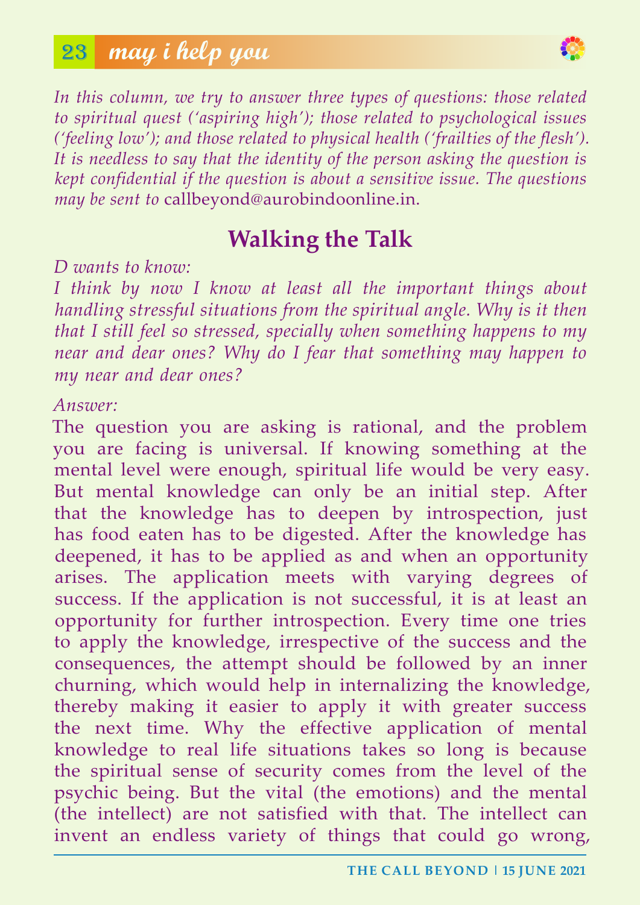## may i help you

*In this column, we try to answer three types of questions: those related to spiritual quest ('aspiring high'); those related to psychological issues ('feeling low'); and those related to physical health ('frailties of the flesh'). It is needless to say that the identity of the person asking the question is kept confidential if the question is about a sensitive issue. The questions may be sent to* callbeyond@aurobindoonline.in.

# Walking the Talk

*D wants to know:*

*I think by now I know at least all the important things about handling stressful situations from the spiritual angle. Why is it then that I still feel so stressed, specially when something happens to my near and dear ones? Why do I fear that something may happen to my near and dear ones?*

*Answer:*

The question you are asking is rational, and the problem you are facing is universal. If knowing something at the mental level were enough, spiritual life would be very easy. But mental knowledge can only be an initial step. After that the knowledge has to deepen by introspection, just has food eaten has to be digested. After the knowledge has deepened, it has to be applied as and when an opportunity arises. The application meets with varying degrees of success. If the application is not successful, it is at least an opportunity for further introspection. Every time one tries to apply the knowledge, irrespective of the success and the consequences, the attempt should be followed by an inner churning, which would help in internalizing the knowledge, thereby making it easier to apply it with greater success the next time. Why the effective application of mental knowledge to real life situations takes so long is because the spiritual sense of security comes from the level of the psychic being. But the vital (the emotions) and the mental (the intellect) are not satisfied with that. The intellect can invent an endless variety of things that could go wrong,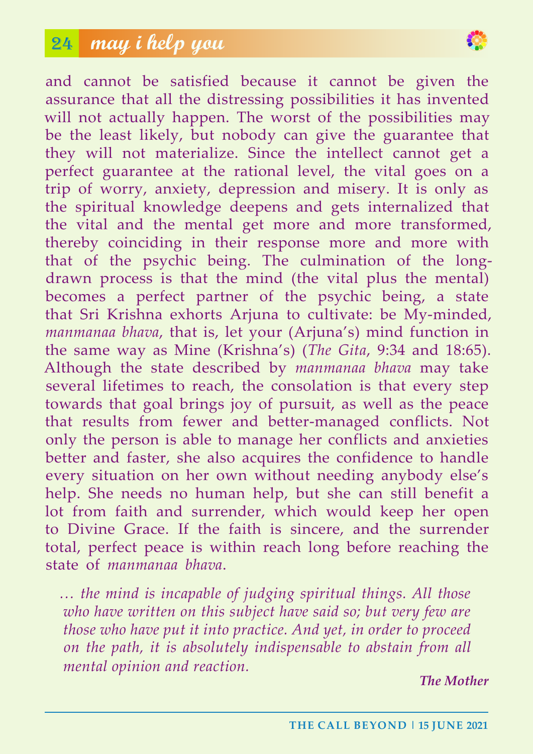and cannot be satisfied because it cannot be given the assurance that all the distressing possibilities it has invented will not actually happen. The worst of the possibilities may be the least likely, but nobody can give the guarantee that they will not materialize. Since the intellect cannot get a perfect guarantee at the rational level, the vital goes on a trip of worry, anxiety, depression and misery. It is only as the spiritual knowledge deepens and gets internalized that the vital and the mental get more and more transformed, thereby coinciding in their response more and more with that of the psychic being. The culmination of the long-drawn process is that the mind (the vital plus the mental) becomes a perfect partner of the psychic being, a state that Sri Krishna exhorts Arjuna to cultivate: be My-minded, *manmanaa bhava*, that is, let your (Arjuna's) mind function in the same way as Mine (Krishna's) (*The Gita*, 9:34 and 18:65). Although the state described by *manmanaa bhava* may take several lifetimes to reach, the consolation is that every step towards that goal brings joy of pursuit, as well as the peace that results from fewer and better-managed conflicts. Not only the person is able to manage her conflicts and anxieties better and faster, she also acquires the confidence to handle every situation on her own without needing anybody else's help. She needs no human help, but she can still benefit a lot from faith and surrender, which would keep her open to Divine Grace. If the faith is sincere, and the surrender total, perfect peace is within reach long before reaching the state of *manmanaa bhava*.

> *… the mind is incapable of judging spiritual things. All those who have written on this subject have said so; but very few are those who have put it into practice. And yet, in order to proceed on the path, it is absolutely indispensable to abstain from all mental opinion and reaction.*
>
> ***The Mother***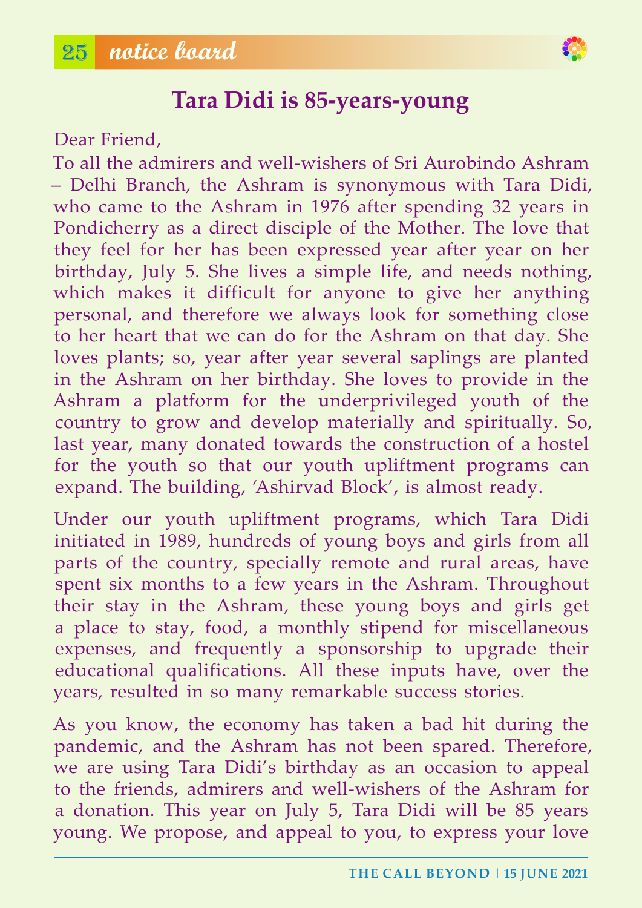# Tara Didi is 85-years-young

Dear Friend,

To all the admirers and well-wishers of Sri Aurobindo Ashram – Delhi Branch, the Ashram is synonymous with Tara Didi, who came to the Ashram in 1976 after spending 32 years in Pondicherry as a direct disciple of the Mother. The love that they feel for her has been expressed year after year on her birthday, July 5. She lives a simple life, and needs nothing, which makes it difficult for anyone to give her anything personal, and therefore we always look for something close to her heart that we can do for the Ashram on that day. She loves plants; so, year after year several saplings are planted in the Ashram on her birthday. She loves to provide in the Ashram a platform for the underprivileged youth of the country to grow and develop materially and spiritually. So, last year, many donated towards the construction of a hostel for the youth so that our youth upliftment programs can expand. The building, 'Ashirvad Block', is almost ready.

Under our youth upliftment programs, which Tara Didi initiated in 1989, hundreds of young boys and girls from all parts of the country, specially remote and rural areas, have spent six months to a few years in the Ashram. Throughout their stay in the Ashram, these young boys and girls get a place to stay, food, a monthly stipend for miscellaneous expenses, and frequently a sponsorship to upgrade their educational qualifications. All these inputs have, over the years, resulted in so many remarkable success stories.

As you know, the economy has taken a bad hit during the pandemic, and the Ashram has not been spared. Therefore, we are using Tara Didi's birthday as an occasion to appeal to the friends, admirers and well-wishers of the Ashram for a donation. This year on July 5, Tara Didi will be 85 years young. We propose, and appeal to you, to express your love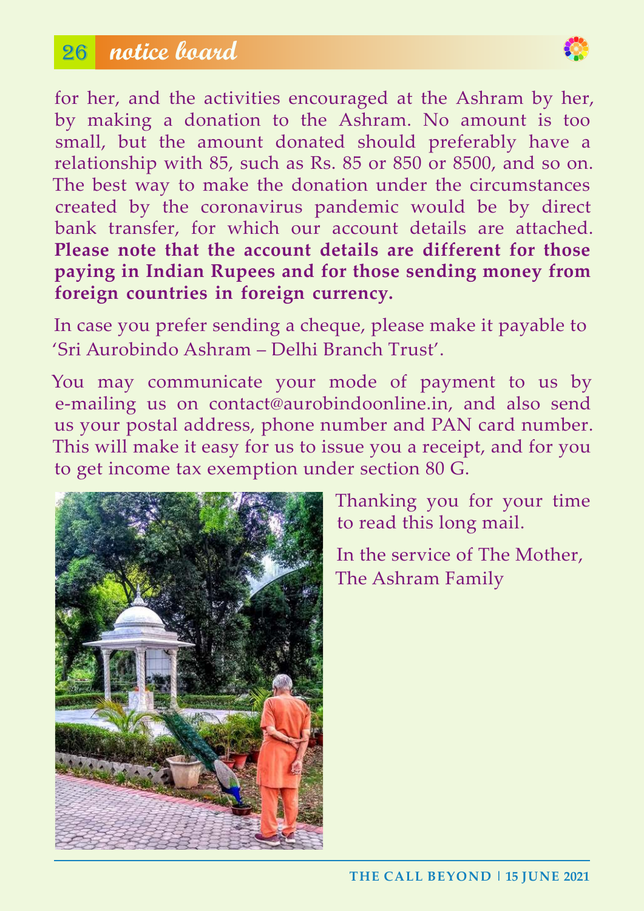for her, and the activities encouraged at the Ashram by her, by making a donation to the Ashram. No amount is too small, but the amount donated should preferably have a relationship with 85, such as Rs. 85 or 850 or 8500, and so on. The best way to make the donation under the circumstances created by the coronavirus pandemic would be by direct bank transfer, for which our account details are attached. **Please note that the account details are different for those paying in Indian Rupees and for those sending money from foreign countries in foreign currency.**

In case you prefer sending a cheque, please make it payable to 'Sri Aurobindo Ashram – Delhi Branch Trust'.

You may communicate your mode of payment to us by e-mailing us on contact@aurobindoonline.in, and also send us your postal address, phone number and PAN card number. This will make it easy for us to issue you a receipt, and for you to get income tax exemption under section 80 G.

Thanking you for your time to read this long mail.

In the service of The Mother,
The Ashram Family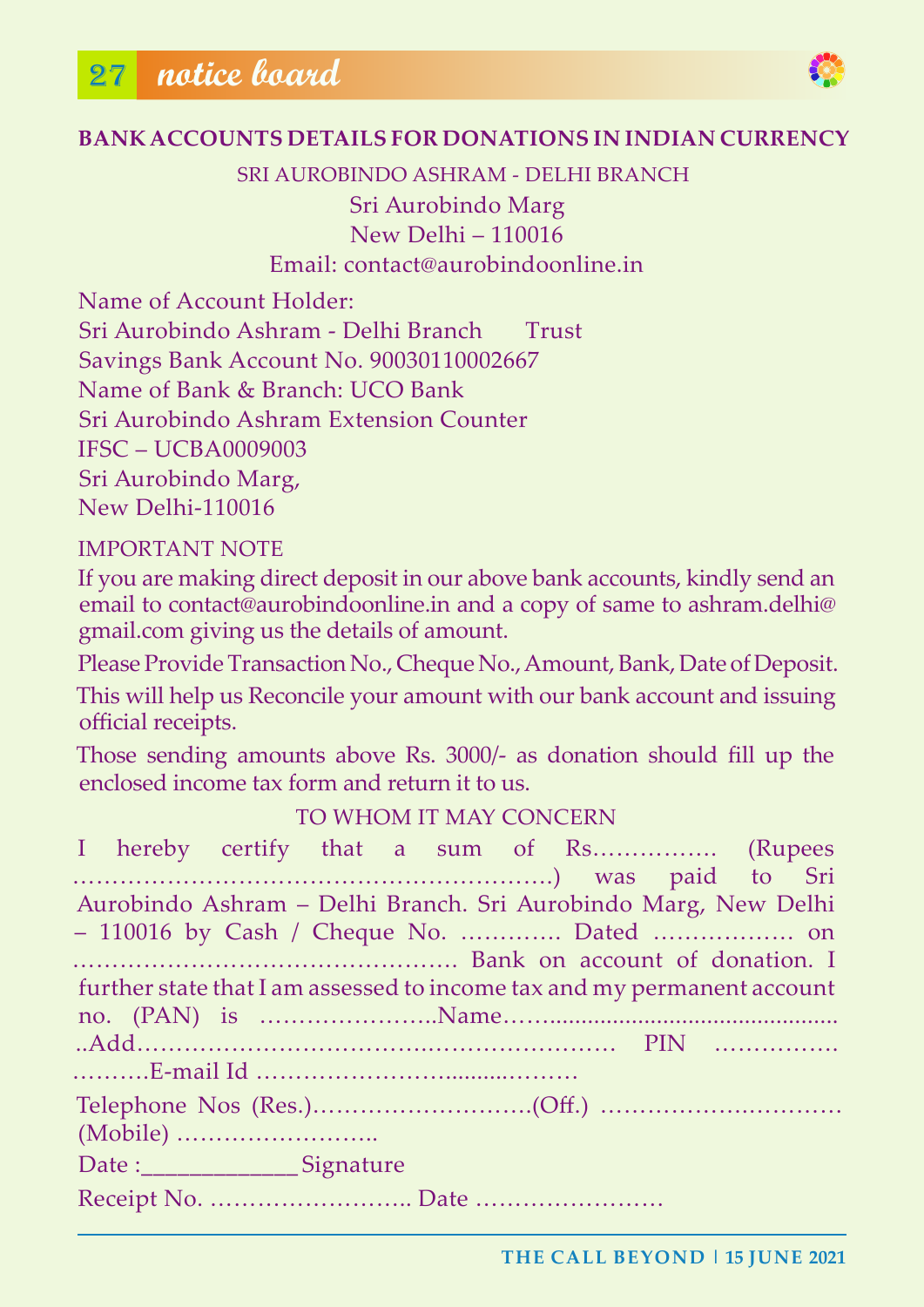## BANK ACCOUNTS DETAILS FOR DONATIONS IN INDIAN CURRENCY

SRI AUROBINDO ASHRAM - DELHI BRANCH
Sri Aurobindo Marg
New Delhi – 110016
Email: contact@aurobindoonline.in

Name of Account Holder:
Sri Aurobindo Ashram - Delhi Branch Trust
Savings Bank Account No. 90030110002667
Name of Bank & Branch: UCO Bank
Sri Aurobindo Ashram Extension Counter
IFSC – UCBA0009003
Sri Aurobindo Marg,
New Delhi-110016

IMPORTANT NOTE

If you are making direct deposit in our above bank accounts, kindly send an email to contact@aurobindoonline.in and a copy of same to ashram.delhi@gmail.com giving us the details of amount.

Please Provide Transaction No., Cheque No., Amount, Bank, Date of Deposit.

This will help us Reconcile your amount with our bank account and issuing official receipts.

Those sending amounts above Rs. 3000/- as donation should fill up the enclosed income tax form and return it to us.

TO WHOM IT MAY CONCERN

I hereby certify that a sum of Rs……………. (Rupees …………………………………………………) was paid to Sri Aurobindo Ashram – Delhi Branch. Sri Aurobindo Marg, New Delhi – 110016 by Cash / Cheque No. …………. Dated ……………… on ……………………………………… Bank on account of donation. I further state that I am assessed to income tax and my permanent account no. (PAN) is …………………..Name……............................................ ..Add…………………………………………………… PIN ……………. ……….E-mail Id ……………………........………

Telephone Nos (Res.)………………………(Off.) …………………………… (Mobile) ……………………..

Date :____________ Signature

Receipt No. …………………….. Date ……………………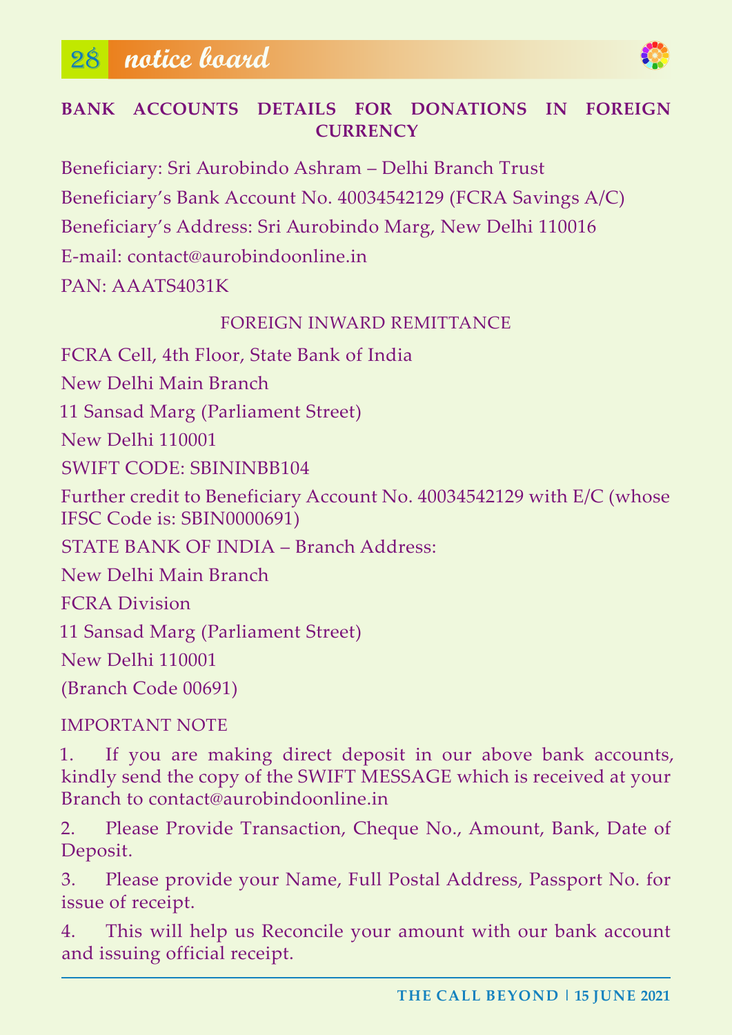## BANK ACCOUNTS DETAILS FOR DONATIONS IN FOREIGN CURRENCY

Beneficiary: Sri Aurobindo Ashram – Delhi Branch Trust

Beneficiary's Bank Account No. 40034542129 (FCRA Savings A/C)

Beneficiary's Address: Sri Aurobindo Marg, New Delhi 110016

E-mail: contact@aurobindoonline.in

PAN: AAATS4031K

FOREIGN INWARD REMITTANCE

FCRA Cell, 4th Floor, State Bank of India

New Delhi Main Branch

11 Sansad Marg (Parliament Street)

New Delhi 110001

SWIFT CODE: SBININBB104

Further credit to Beneficiary Account No. 40034542129 with E/C (whose IFSC Code is: SBIN0000691)

STATE BANK OF INDIA – Branch Address:

New Delhi Main Branch

FCRA Division

11 Sansad Marg (Parliament Street)

New Delhi 110001

(Branch Code 00691)

IMPORTANT NOTE

1. If you are making direct deposit in our above bank accounts, kindly send the copy of the SWIFT MESSAGE which is received at your Branch to contact@aurobindoonline.in

2. Please Provide Transaction, Cheque No., Amount, Bank, Date of Deposit.

3. Please provide your Name, Full Postal Address, Passport No. for issue of receipt.

4. This will help us Reconcile your amount with our bank account and issuing official receipt.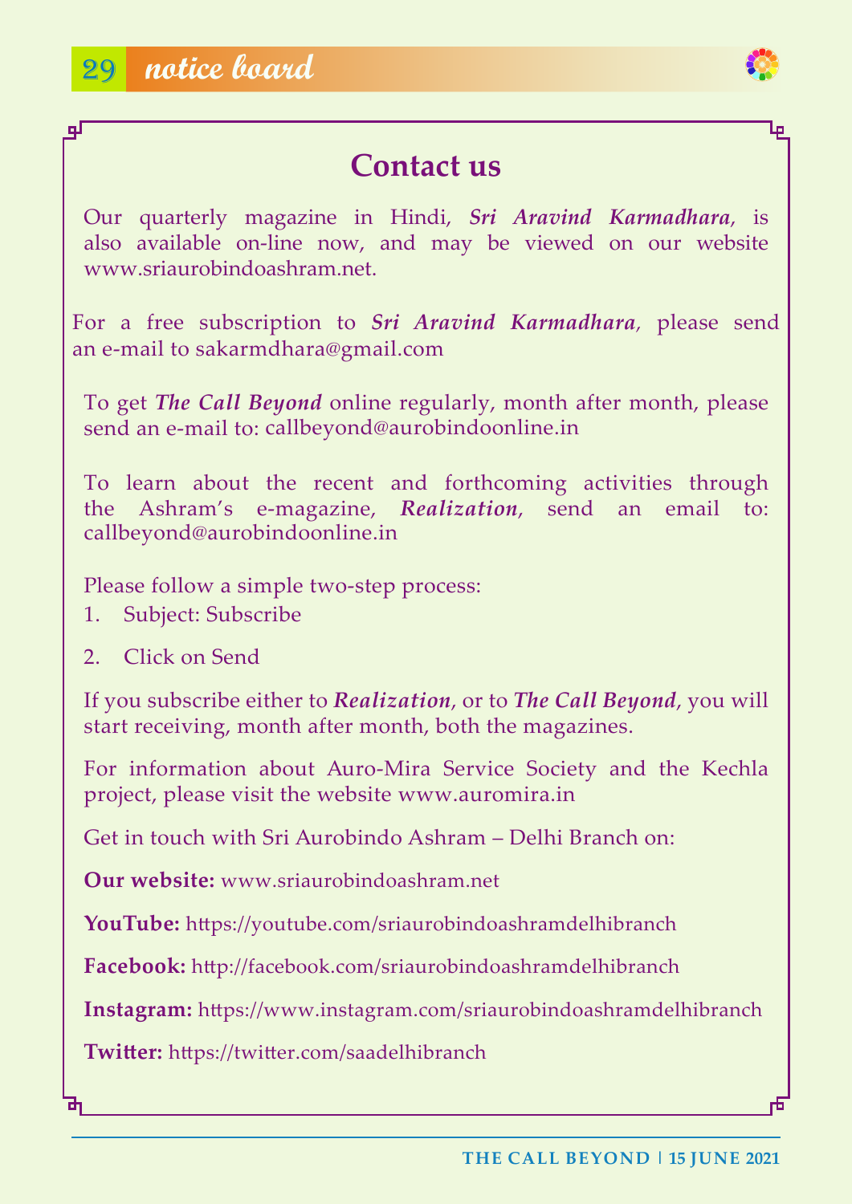# Contact us

Our quarterly magazine in Hindi, ***Sri Aravind Karmadhara***, is also available on-line now, and may be viewed on our website www.sriaurobindoashram.net.

For a free subscription to ***Sri Aravind Karmadhara***, please send an e-mail to sakarmdhara@gmail.com

To get ***The Call Beyond*** online regularly, month after month, please send an e-mail to: callbeyond@aurobindoonline.in

To learn about the recent and forthcoming activities through the Ashram's e-magazine, ***Realization***, send an email to: callbeyond@aurobindoonline.in

Please follow a simple two-step process:

1. Subject: Subscribe
2. Click on Send

If you subscribe either to ***Realization***, or to ***The Call Beyond***, you will start receiving, month after month, both the magazines.

For information about Auro-Mira Service Society and the Kechla project, please visit the website www.auromira.in

Get in touch with Sri Aurobindo Ashram – Delhi Branch on:

**Our website:** www.sriaurobindoashram.net

**YouTube:** https://youtube.com/sriaurobindoashramdelhibranch

**Facebook:** http://facebook.com/sriaurobindoashramdelhibranch

**Instagram:** https://www.instagram.com/sriaurobindoashramdelhibranch

**Twitter:** https://twitter.com/saadelhibranch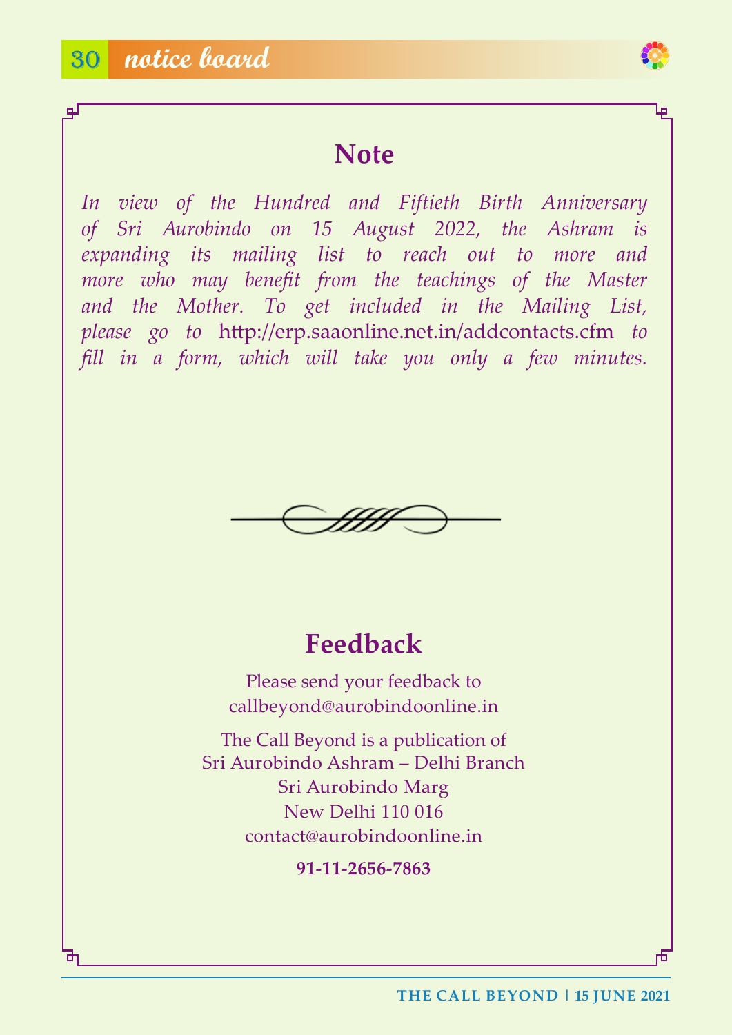## Note

*In view of the Hundred and Fiftieth Birth Anniversary of Sri Aurobindo on 15 August 2022, the Ashram is expanding its mailing list to reach out to more and more who may benefit from the teachings of the Master and the Mother. To get included in the Mailing List, please go to* http://erp.saaonline.net.in/addcontacts.cfm *to fill in a form, which will take you only a few minutes.*

## Feedback

Please send your feedback to
callbeyond@aurobindoonline.in

The Call Beyond is a publication of
Sri Aurobindo Ashram – Delhi Branch
Sri Aurobindo Marg
New Delhi 110 016
contact@aurobindoonline.in

**91-11-2656-7863**